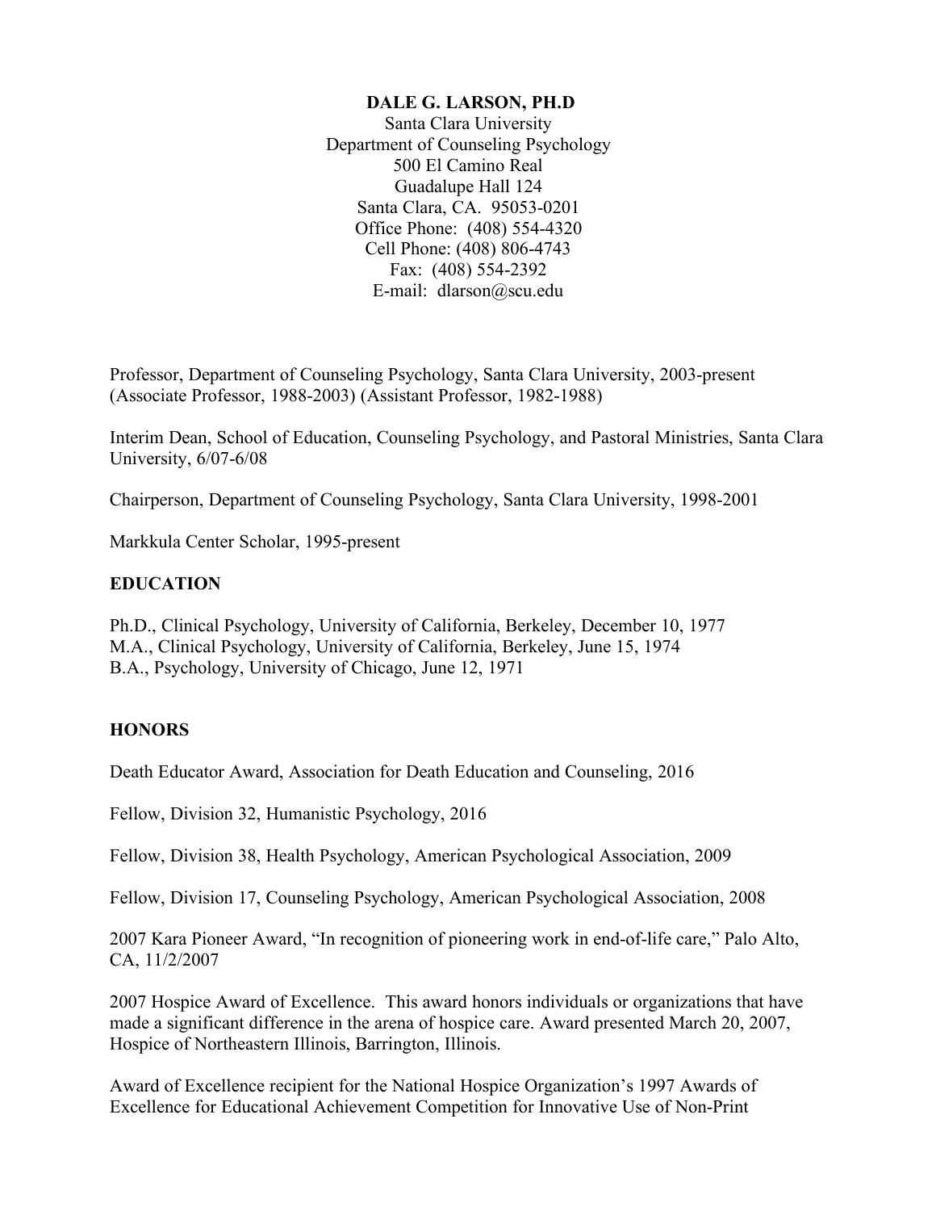**DALE G. LARSON, PH.D**

Santa Clara University
Department of Counseling Psychology
500 El Camino Real
Guadalupe Hall 124
Santa Clara, CA. 95053-0201
Office Phone: (408) 554-4320
Cell Phone: (408) 806-4743
Fax: (408) 554-2392
E-mail: dlarson@scu.edu

Professor, Department of Counseling Psychology, Santa Clara University, 2003-present (Associate Professor, 1988-2003) (Assistant Professor, 1982-1988)

Interim Dean, School of Education, Counseling Psychology, and Pastoral Ministries, Santa Clara University, 6/07-6/08

Chairperson, Department of Counseling Psychology, Santa Clara University, 1998-2001

Markkula Center Scholar, 1995-present

## EDUCATION

Ph.D., Clinical Psychology, University of California, Berkeley, December 10, 1977
M.A., Clinical Psychology, University of California, Berkeley, June 15, 1974
B.A., Psychology, University of Chicago, June 12, 1971

## HONORS

Death Educator Award, Association for Death Education and Counseling, 2016

Fellow, Division 32, Humanistic Psychology, 2016

Fellow, Division 38, Health Psychology, American Psychological Association, 2009

Fellow, Division 17, Counseling Psychology, American Psychological Association, 2008

2007 Kara Pioneer Award, "In recognition of pioneering work in end-of-life care," Palo Alto, CA, 11/2/2007

2007 Hospice Award of Excellence. This award honors individuals or organizations that have made a significant difference in the arena of hospice care. Award presented March 20, 2007, Hospice of Northeastern Illinois, Barrington, Illinois.

Award of Excellence recipient for the National Hospice Organization's 1997 Awards of Excellence for Educational Achievement Competition for Innovative Use of Non-Print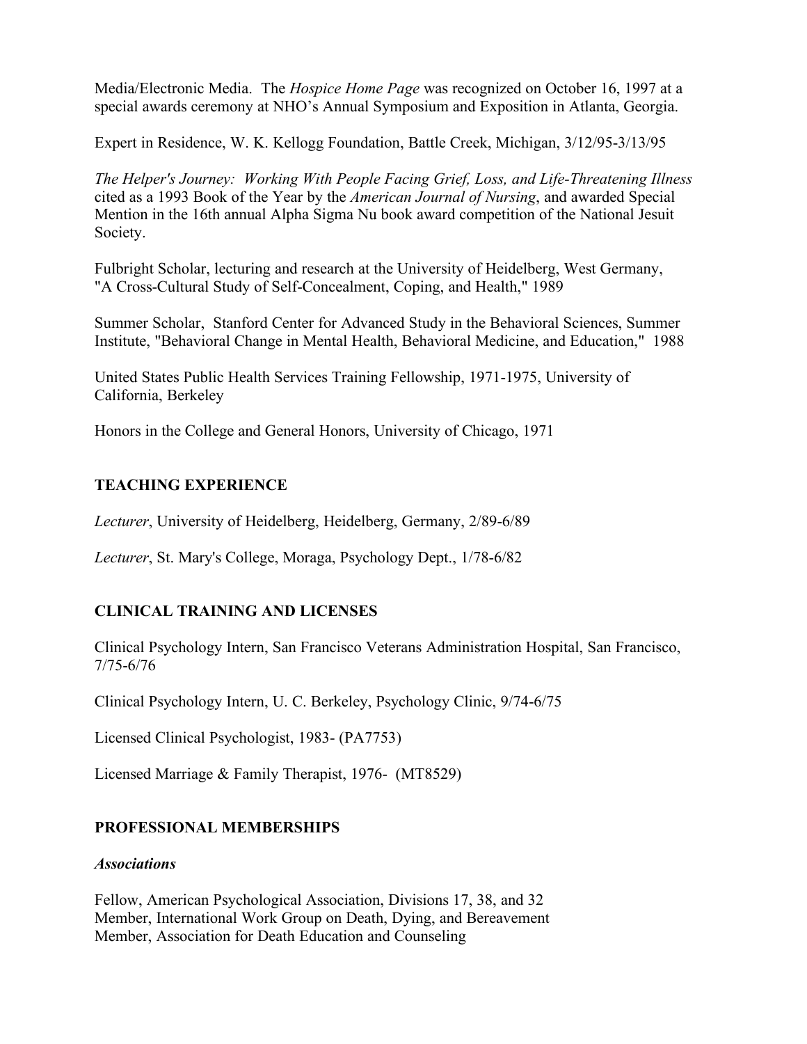Media/Electronic Media. The *Hospice Home Page* was recognized on October 16, 1997 at a special awards ceremony at NHO's Annual Symposium and Exposition in Atlanta, Georgia.

Expert in Residence, W. K. Kellogg Foundation, Battle Creek, Michigan, 3/12/95-3/13/95

*The Helper's Journey: Working With People Facing Grief, Loss, and Life-Threatening Illness* cited as a 1993 Book of the Year by the *American Journal of Nursing*, and awarded Special Mention in the 16th annual Alpha Sigma Nu book award competition of the National Jesuit Society.

Fulbright Scholar, lecturing and research at the University of Heidelberg, West Germany, "A Cross-Cultural Study of Self-Concealment, Coping, and Health," 1989

Summer Scholar, Stanford Center for Advanced Study in the Behavioral Sciences, Summer Institute, "Behavioral Change in Mental Health, Behavioral Medicine, and Education," 1988

United States Public Health Services Training Fellowship, 1971-1975, University of California, Berkeley

Honors in the College and General Honors, University of Chicago, 1971

## TEACHING EXPERIENCE

*Lecturer*, University of Heidelberg, Heidelberg, Germany, 2/89-6/89

*Lecturer*, St. Mary's College, Moraga, Psychology Dept., 1/78-6/82

## CLINICAL TRAINING AND LICENSES

Clinical Psychology Intern, San Francisco Veterans Administration Hospital, San Francisco, 7/75-6/76

Clinical Psychology Intern, U. C. Berkeley, Psychology Clinic, 9/74-6/75

Licensed Clinical Psychologist, 1983- (PA7753)

Licensed Marriage & Family Therapist, 1976- (MT8529)

## PROFESSIONAL MEMBERSHIPS

### *Associations*

Fellow, American Psychological Association, Divisions 17, 38, and 32
Member, International Work Group on Death, Dying, and Bereavement
Member, Association for Death Education and Counseling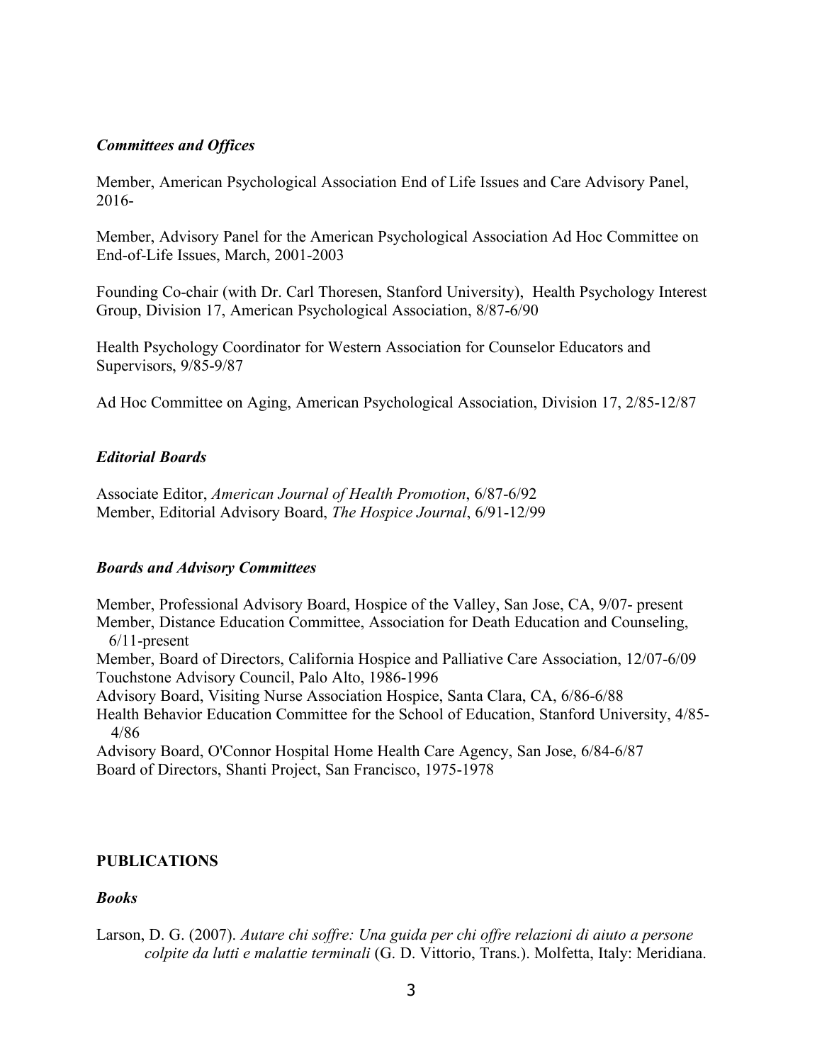### *Committees and Offices*

Member, American Psychological Association End of Life Issues and Care Advisory Panel, 2016-

Member, Advisory Panel for the American Psychological Association Ad Hoc Committee on End-of-Life Issues, March, 2001-2003

Founding Co-chair (with Dr. Carl Thoresen, Stanford University), Health Psychology Interest Group, Division 17, American Psychological Association, 8/87-6/90

Health Psychology Coordinator for Western Association for Counselor Educators and Supervisors, 9/85-9/87

Ad Hoc Committee on Aging, American Psychological Association, Division 17, 2/85-12/87

### *Editorial Boards*

Associate Editor, *American Journal of Health Promotion*, 6/87-6/92
Member, Editorial Advisory Board, *The Hospice Journal*, 6/91-12/99

### *Boards and Advisory Committees*

Member, Professional Advisory Board, Hospice of the Valley, San Jose, CA, 9/07- present
Member, Distance Education Committee, Association for Death Education and Counseling, 6/11-present
Member, Board of Directors, California Hospice and Palliative Care Association, 12/07-6/09
Touchstone Advisory Council, Palo Alto, 1986-1996
Advisory Board, Visiting Nurse Association Hospice, Santa Clara, CA, 6/86-6/88
Health Behavior Education Committee for the School of Education, Stanford University, 4/85-4/86
Advisory Board, O'Connor Hospital Home Health Care Agency, San Jose, 6/84-6/87
Board of Directors, Shanti Project, San Francisco, 1975-1978

## PUBLICATIONS

### *Books*

Larson, D. G. (2007). *Autare chi soffre: Una guida per chi offre relazioni di aiuto a persone colpite da lutti e malattie terminali* (G. D. Vittorio, Trans.). Molfetta, Italy: Meridiana.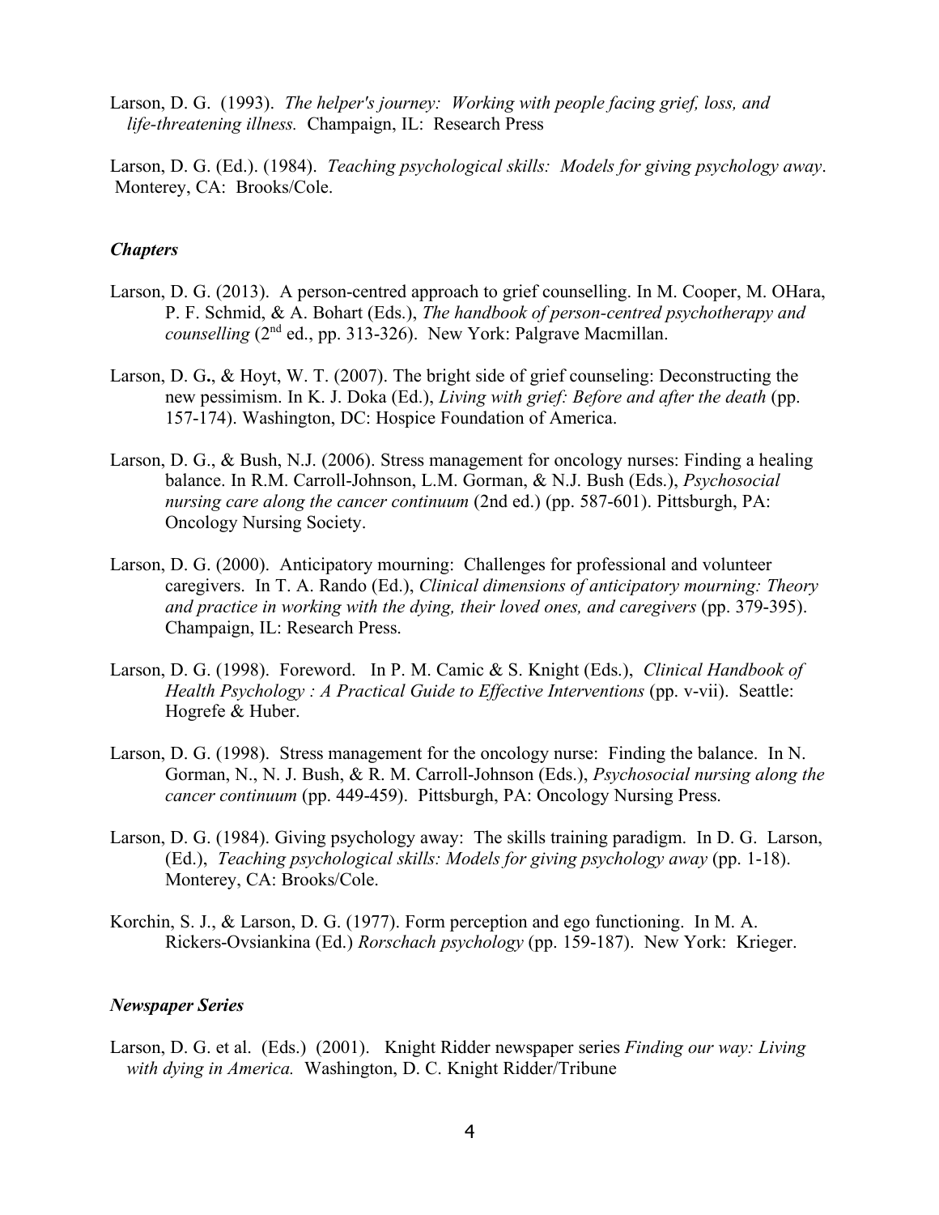Larson, D. G. (1993). *The helper's journey: Working with people facing grief, loss, and life-threatening illness.* Champaign, IL: Research Press

Larson, D. G. (Ed.). (1984). *Teaching psychological skills: Models for giving psychology away*. Monterey, CA: Brooks/Cole.

### *Chapters*

Larson, D. G. (2013). A person-centred approach to grief counselling. In M. Cooper, M. OHara, P. F. Schmid, & A. Bohart (Eds.), *The handbook of person-centred psychotherapy and counselling* (2nd ed., pp. 313-326). New York: Palgrave Macmillan.

Larson, D. G**.**, & Hoyt, W. T. (2007). The bright side of grief counseling: Deconstructing the new pessimism. In K. J. Doka (Ed.), *Living with grief: Before and after the death* (pp. 157-174). Washington, DC: Hospice Foundation of America.

Larson, D. G., & Bush, N.J. (2006). Stress management for oncology nurses: Finding a healing balance. In R.M. Carroll-Johnson, L.M. Gorman, & N.J. Bush (Eds.), *Psychosocial nursing care along the cancer continuum* (2nd ed.) (pp. 587-601). Pittsburgh, PA: Oncology Nursing Society.

Larson, D. G. (2000). Anticipatory mourning: Challenges for professional and volunteer caregivers. In T. A. Rando (Ed.), *Clinical dimensions of anticipatory mourning: Theory and practice in working with the dying, their loved ones, and caregivers* (pp. 379-395). Champaign, IL: Research Press.

Larson, D. G. (1998). Foreword. In P. M. Camic & S. Knight (Eds.), *Clinical Handbook of Health Psychology : A Practical Guide to Effective Interventions* (pp. v-vii). Seattle: Hogrefe & Huber.

Larson, D. G. (1998). Stress management for the oncology nurse: Finding the balance. In N. Gorman, N., N. J. Bush, & R. M. Carroll-Johnson (Eds.), *Psychosocial nursing along the cancer continuum* (pp. 449-459). Pittsburgh, PA: Oncology Nursing Press.

Larson, D. G. (1984). Giving psychology away: The skills training paradigm. In D. G. Larson, (Ed.), *Teaching psychological skills: Models for giving psychology away* (pp. 1-18). Monterey, CA: Brooks/Cole.

Korchin, S. J., & Larson, D. G. (1977). Form perception and ego functioning. In M. A. Rickers-Ovsiankina (Ed.) *Rorschach psychology* (pp. 159-187). New York: Krieger.

### *Newspaper Series*

Larson, D. G. et al. (Eds.) (2001). Knight Ridder newspaper series *Finding our way: Living with dying in America.* Washington, D. C. Knight Ridder/Tribune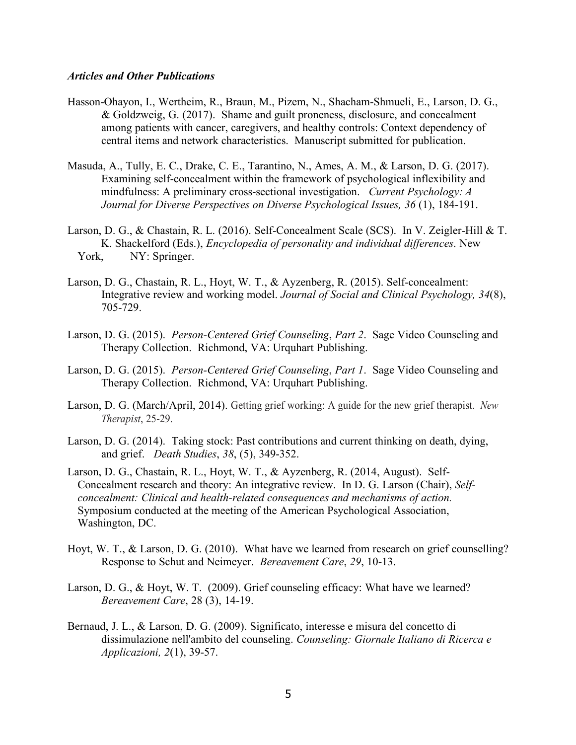***Articles and Other Publications***

Hasson-Ohayon, I., Wertheim, R., Braun, M., Pizem, N., Shacham-Shmueli, E., Larson, D. G., & Goldzweig, G. (2017). Shame and guilt proneness, disclosure, and concealment among patients with cancer, caregivers, and healthy controls: Context dependency of central items and network characteristics. Manuscript submitted for publication.

Masuda, A., Tully, E. C., Drake, C. E., Tarantino, N., Ames, A. M., & Larson, D. G. (2017). Examining self-concealment within the framework of psychological inflexibility and mindfulness: A preliminary cross-sectional investigation. *Current Psychology: A Journal for Diverse Perspectives on Diverse Psychological Issues, 36* (1), 184-191.

Larson, D. G., & Chastain, R. L. (2016). Self-Concealment Scale (SCS). In V. Zeigler-Hill & T. K. Shackelford (Eds.), *Encyclopedia of personality and individual differences*. New York, NY: Springer.

Larson, D. G., Chastain, R. L., Hoyt, W. T., & Ayzenberg, R. (2015). Self-concealment: Integrative review and working model. *Journal of Social and Clinical Psychology, 34*(8), 705-729.

Larson, D. G. (2015). *Person-Centered Grief Counseling*, *Part 2*. Sage Video Counseling and Therapy Collection. Richmond, VA: Urquhart Publishing.

Larson, D. G. (2015). *Person-Centered Grief Counseling*, *Part 1*. Sage Video Counseling and Therapy Collection. Richmond, VA: Urquhart Publishing.

Larson, D. G. (March/April, 2014). Getting grief working: A guide for the new grief therapist. *New Therapist*, 25-29.

Larson, D. G. (2014). Taking stock: Past contributions and current thinking on death, dying, and grief. *Death Studies*, *38*, (5), 349-352.

Larson, D. G., Chastain, R. L., Hoyt, W. T., & Ayzenberg, R. (2014, August). Self-Concealment research and theory: An integrative review. In D. G. Larson (Chair), *Self-concealment: Clinical and health-related consequences and mechanisms of action.* Symposium conducted at the meeting of the American Psychological Association, Washington, DC.

Hoyt, W. T., & Larson, D. G. (2010). What have we learned from research on grief counselling? Response to Schut and Neimeyer. *Bereavement Care*, *29*, 10-13.

Larson, D. G., & Hoyt, W. T. (2009). Grief counseling efficacy: What have we learned? *Bereavement Care*, 28 (3), 14-19.

Bernaud, J. L., & Larson, D. G. (2009). Significato, interesse e misura del concetto di dissimulazione nell'ambito del counseling. *Counseling: Giornale Italiano di Ricerca e Applicazioni, 2*(1), 39-57.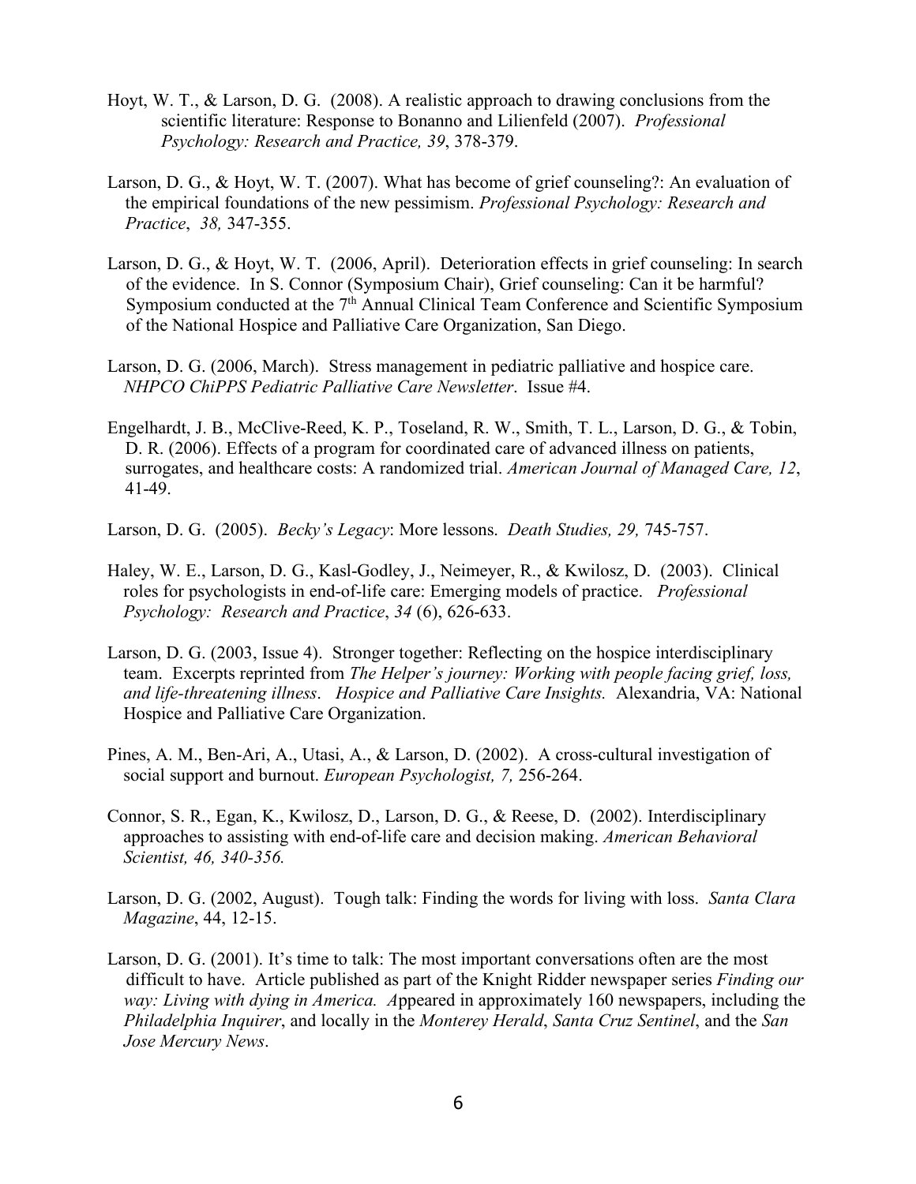Hoyt, W. T., & Larson, D. G. (2008). A realistic approach to drawing conclusions from the scientific literature: Response to Bonanno and Lilienfeld (2007). *Professional Psychology: Research and Practice, 39*, 378-379.

Larson, D. G., & Hoyt, W. T. (2007). What has become of grief counseling?: An evaluation of the empirical foundations of the new pessimism. *Professional Psychology: Research and Practice*, *38,* 347-355.

Larson, D. G., & Hoyt, W. T. (2006, April). Deterioration effects in grief counseling: In search of the evidence. In S. Connor (Symposium Chair), Grief counseling: Can it be harmful? Symposium conducted at the 7th Annual Clinical Team Conference and Scientific Symposium of the National Hospice and Palliative Care Organization, San Diego.

Larson, D. G. (2006, March). Stress management in pediatric palliative and hospice care. *NHPCO ChiPPS Pediatric Palliative Care Newsletter*. Issue #4.

Engelhardt, J. B., McClive-Reed, K. P., Toseland, R. W., Smith, T. L., Larson, D. G., & Tobin, D. R. (2006). Effects of a program for coordinated care of advanced illness on patients, surrogates, and healthcare costs: A randomized trial. *American Journal of Managed Care, 12*, 41-49.

Larson, D. G. (2005). *Becky's Legacy*: More lessons. *Death Studies, 29,* 745-757.

Haley, W. E., Larson, D. G., Kasl-Godley, J., Neimeyer, R., & Kwilosz, D. (2003). Clinical roles for psychologists in end-of-life care: Emerging models of practice. *Professional Psychology: Research and Practice*, *34* (6), 626-633.

Larson, D. G. (2003, Issue 4). Stronger together: Reflecting on the hospice interdisciplinary team. Excerpts reprinted from *The Helper's journey: Working with people facing grief, loss, and life-threatening illness*. *Hospice and Palliative Care Insights.* Alexandria, VA: National Hospice and Palliative Care Organization.

Pines, A. M., Ben-Ari, A., Utasi, A., & Larson, D. (2002). A cross-cultural investigation of social support and burnout. *European Psychologist, 7,* 256-264.

Connor, S. R., Egan, K., Kwilosz, D., Larson, D. G., & Reese, D. (2002). Interdisciplinary approaches to assisting with end-of-life care and decision making. *American Behavioral Scientist, 46, 340-356.*

Larson, D. G. (2002, August). Tough talk: Finding the words for living with loss. *Santa Clara Magazine*, 44, 12-15.

Larson, D. G. (2001). It's time to talk: The most important conversations often are the most difficult to have. Article published as part of the Knight Ridder newspaper series *Finding our way: Living with dying in America. A*ppeared in approximately 160 newspapers, including the *Philadelphia Inquirer*, and locally in the *Monterey Herald*, *Santa Cruz Sentinel*, and the *San Jose Mercury News*.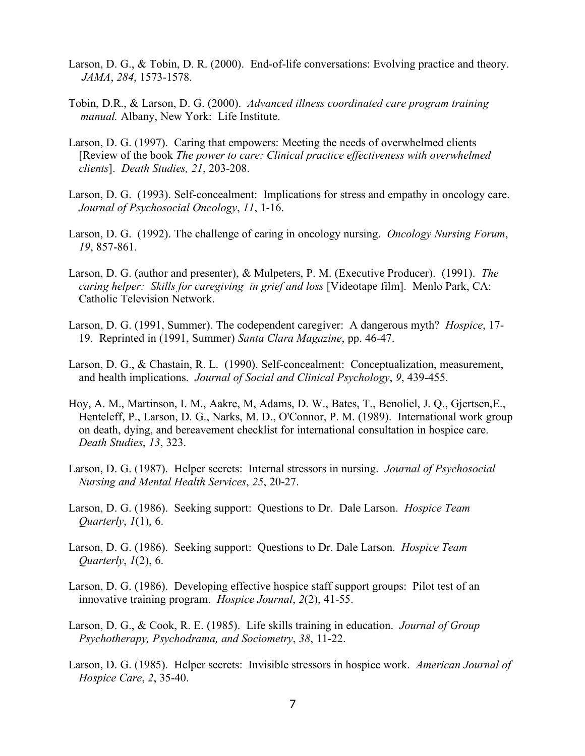Larson, D. G., & Tobin, D. R. (2000). End-of-life conversations: Evolving practice and theory. *JAMA*, *284*, 1573-1578.

Tobin, D.R., & Larson, D. G. (2000). *Advanced illness coordinated care program training manual.* Albany, New York: Life Institute.

Larson, D. G. (1997). Caring that empowers: Meeting the needs of overwhelmed clients [Review of the book *The power to care: Clinical practice effectiveness with overwhelmed clients*]. *Death Studies, 21*, 203-208.

Larson, D. G. (1993). Self-concealment: Implications for stress and empathy in oncology care. *Journal of Psychosocial Oncology*, *11*, 1-16.

Larson, D. G. (1992). The challenge of caring in oncology nursing. *Oncology Nursing Forum*, *19*, 857-861.

Larson, D. G. (author and presenter), & Mulpeters, P. M. (Executive Producer). (1991). *The caring helper: Skills for caregiving in grief and loss* [Videotape film]. Menlo Park, CA: Catholic Television Network.

Larson, D. G. (1991, Summer). The codependent caregiver: A dangerous myth? *Hospice*, 17-19. Reprinted in (1991, Summer) *Santa Clara Magazine*, pp. 46-47.

Larson, D. G., & Chastain, R. L. (1990). Self-concealment: Conceptualization, measurement, and health implications. *Journal of Social and Clinical Psychology*, *9*, 439-455.

Hoy, A. M., Martinson, I. M., Aakre, M, Adams, D. W., Bates, T., Benoliel, J. Q., Gjertsen,E., Henteleff, P., Larson, D. G., Narks, M. D., O'Connor, P. M. (1989). International work group on death, dying, and bereavement checklist for international consultation in hospice care. *Death Studies*, *13*, 323.

Larson, D. G. (1987). Helper secrets: Internal stressors in nursing. *Journal of Psychosocial Nursing and Mental Health Services*, *25*, 20-27.

Larson, D. G. (1986). Seeking support: Questions to Dr. Dale Larson. *Hospice Team Quarterly*, *1*(1), 6.

Larson, D. G. (1986). Seeking support: Questions to Dr. Dale Larson. *Hospice Team Quarterly*, *1*(2), 6.

Larson, D. G. (1986). Developing effective hospice staff support groups: Pilot test of an innovative training program. *Hospice Journal*, *2*(2), 41-55.

Larson, D. G., & Cook, R. E. (1985). Life skills training in education. *Journal of Group Psychotherapy, Psychodrama, and Sociometry*, *38*, 11-22.

Larson, D. G. (1985). Helper secrets: Invisible stressors in hospice work. *American Journal of Hospice Care*, *2*, 35-40.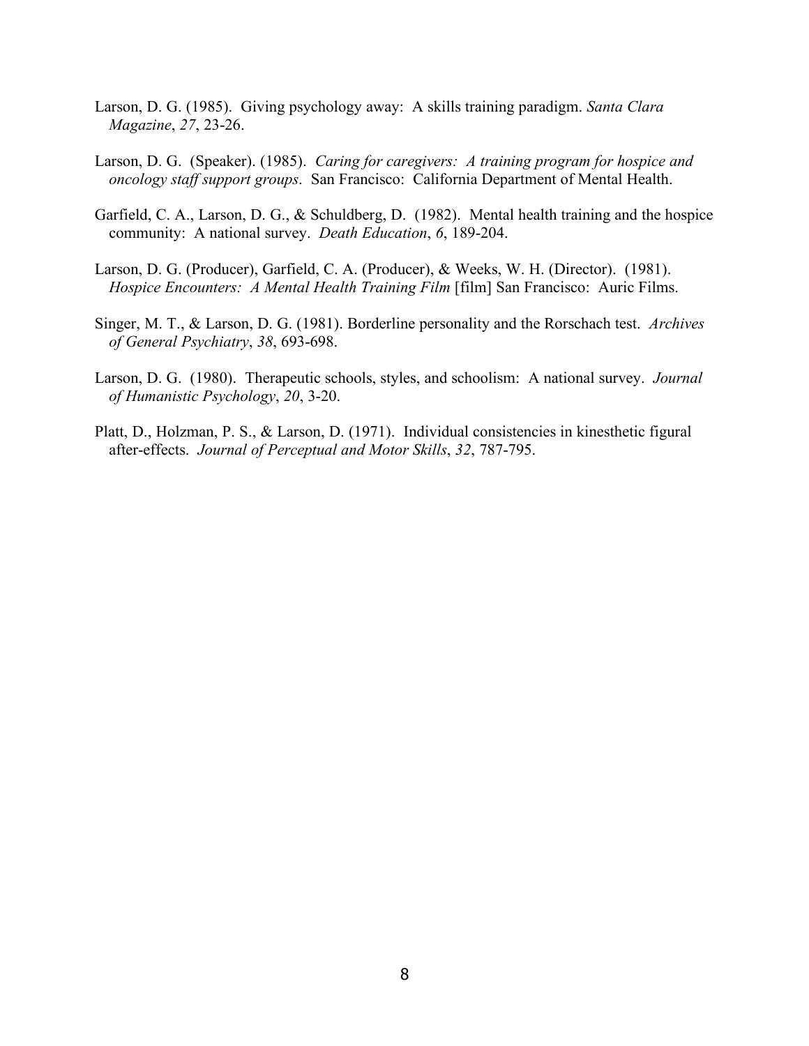Larson, D. G. (1985). Giving psychology away: A skills training paradigm. *Santa Clara Magazine*, *27*, 23-26.

Larson, D. G. (Speaker). (1985). *Caring for caregivers: A training program for hospice and oncology staff support groups*. San Francisco: California Department of Mental Health.

Garfield, C. A., Larson, D. G., & Schuldberg, D. (1982). Mental health training and the hospice community: A national survey. *Death Education*, *6*, 189-204.

Larson, D. G. (Producer), Garfield, C. A. (Producer), & Weeks, W. H. (Director). (1981). *Hospice Encounters: A Mental Health Training Film* [film] San Francisco: Auric Films.

Singer, M. T., & Larson, D. G. (1981). Borderline personality and the Rorschach test. *Archives of General Psychiatry*, *38*, 693-698.

Larson, D. G. (1980). Therapeutic schools, styles, and schoolism: A national survey. *Journal of Humanistic Psychology*, *20*, 3-20.

Platt, D., Holzman, P. S., & Larson, D. (1971). Individual consistencies in kinesthetic figural after-effects. *Journal of Perceptual and Motor Skills*, *32*, 787-795.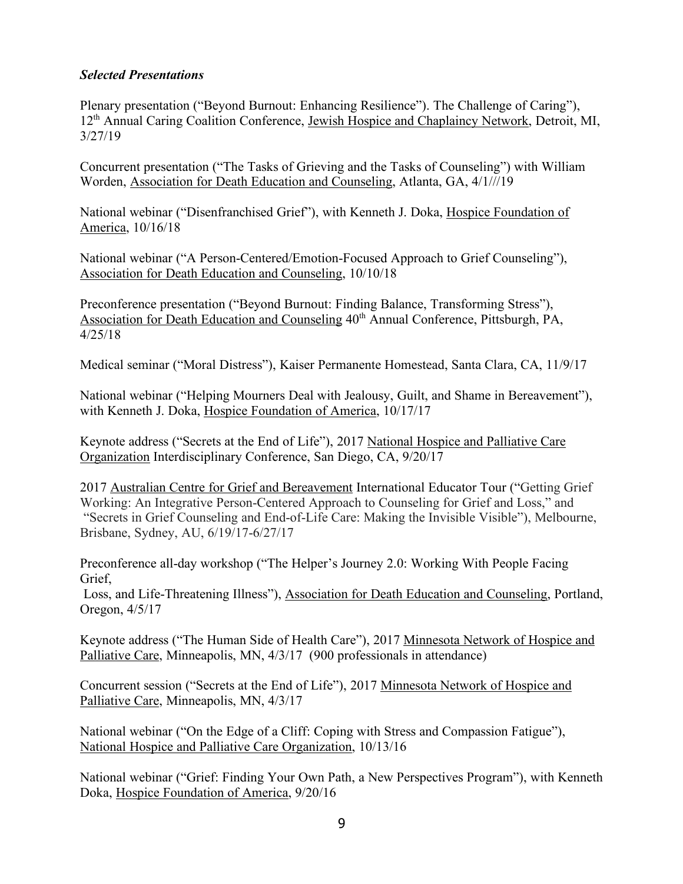***Selected Presentations***

Plenary presentation ("Beyond Burnout: Enhancing Resilience"). The Challenge of Caring"), 12th Annual Caring Coalition Conference, Jewish Hospice and Chaplaincy Network, Detroit, MI, 3/27/19

Concurrent presentation ("The Tasks of Grieving and the Tasks of Counseling") with William Worden, Association for Death Education and Counseling, Atlanta, GA, 4/1///19

National webinar ("Disenfranchised Grief"), with Kenneth J. Doka, Hospice Foundation of America, 10/16/18

National webinar ("A Person-Centered/Emotion-Focused Approach to Grief Counseling"), Association for Death Education and Counseling, 10/10/18

Preconference presentation ("Beyond Burnout: Finding Balance, Transforming Stress"), Association for Death Education and Counseling 40th Annual Conference, Pittsburgh, PA, 4/25/18

Medical seminar ("Moral Distress"), Kaiser Permanente Homestead, Santa Clara, CA, 11/9/17

National webinar ("Helping Mourners Deal with Jealousy, Guilt, and Shame in Bereavement"), with Kenneth J. Doka, Hospice Foundation of America, 10/17/17

Keynote address ("Secrets at the End of Life"), 2017 National Hospice and Palliative Care Organization Interdisciplinary Conference, San Diego, CA, 9/20/17

2017 Australian Centre for Grief and Bereavement International Educator Tour ("Getting Grief Working: An Integrative Person-Centered Approach to Counseling for Grief and Loss," and "Secrets in Grief Counseling and End-of-Life Care: Making the Invisible Visible"), Melbourne, Brisbane, Sydney, AU, 6/19/17-6/27/17

Preconference all-day workshop ("The Helper's Journey 2.0: Working With People Facing Grief, Loss, and Life-Threatening Illness"), Association for Death Education and Counseling, Portland, Oregon, 4/5/17

Keynote address ("The Human Side of Health Care"), 2017 Minnesota Network of Hospice and Palliative Care, Minneapolis, MN, 4/3/17 (900 professionals in attendance)

Concurrent session ("Secrets at the End of Life"), 2017 Minnesota Network of Hospice and Palliative Care, Minneapolis, MN, 4/3/17

National webinar ("On the Edge of a Cliff: Coping with Stress and Compassion Fatigue"), National Hospice and Palliative Care Organization, 10/13/16

National webinar ("Grief: Finding Your Own Path, a New Perspectives Program"), with Kenneth Doka, Hospice Foundation of America, 9/20/16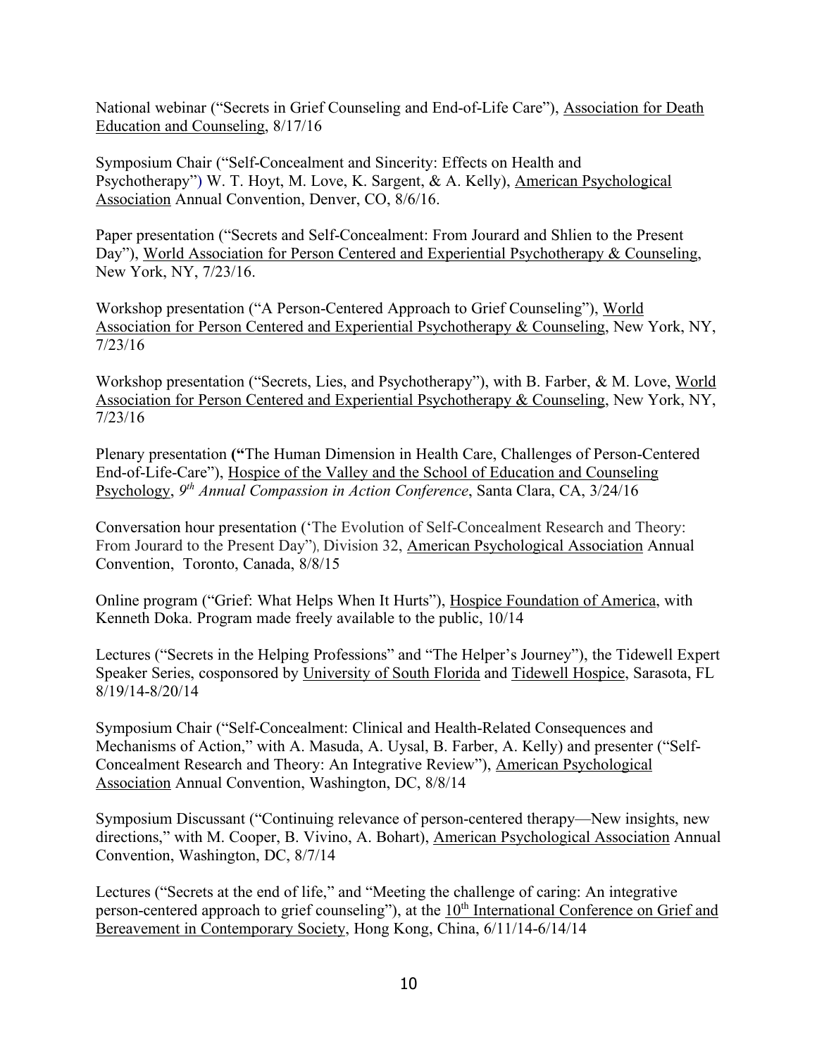National webinar ("Secrets in Grief Counseling and End-of-Life Care"), Association for Death Education and Counseling, 8/17/16

Symposium Chair ("Self-Concealment and Sincerity: Effects on Health and Psychotherapy") W. T. Hoyt, M. Love, K. Sargent, & A. Kelly), American Psychological Association Annual Convention, Denver, CO, 8/6/16.

Paper presentation ("Secrets and Self-Concealment: From Jourard and Shlien to the Present Day"), World Association for Person Centered and Experiential Psychotherapy & Counseling, New York, NY, 7/23/16.

Workshop presentation ("A Person-Centered Approach to Grief Counseling"), World Association for Person Centered and Experiential Psychotherapy & Counseling, New York, NY, 7/23/16

Workshop presentation ("Secrets, Lies, and Psychotherapy"), with B. Farber, & M. Love, World Association for Person Centered and Experiential Psychotherapy & Counseling, New York, NY, 7/23/16

Plenary presentation **("**The Human Dimension in Health Care, Challenges of Person-Centered End-of-Life-Care"), Hospice of the Valley and the School of Education and Counseling Psychology, *9th Annual Compassion in Action Conference*, Santa Clara, CA, 3/24/16

Conversation hour presentation ('The Evolution of Self-Concealment Research and Theory: From Jourard to the Present Day"), Division 32, American Psychological Association Annual Convention, Toronto, Canada, 8/8/15

Online program ("Grief: What Helps When It Hurts"), Hospice Foundation of America, with Kenneth Doka. Program made freely available to the public, 10/14

Lectures ("Secrets in the Helping Professions" and "The Helper's Journey"), the Tidewell Expert Speaker Series, cosponsored by University of South Florida and Tidewell Hospice, Sarasota, FL 8/19/14-8/20/14

Symposium Chair ("Self-Concealment: Clinical and Health-Related Consequences and Mechanisms of Action," with A. Masuda, A. Uysal, B. Farber, A. Kelly) and presenter ("Self-Concealment Research and Theory: An Integrative Review"), American Psychological Association Annual Convention, Washington, DC, 8/8/14

Symposium Discussant ("Continuing relevance of person-centered therapy—New insights, new directions," with M. Cooper, B. Vivino, A. Bohart), American Psychological Association Annual Convention, Washington, DC, 8/7/14

Lectures ("Secrets at the end of life," and "Meeting the challenge of caring: An integrative person-centered approach to grief counseling"), at the 10th International Conference on Grief and Bereavement in Contemporary Society, Hong Kong, China, 6/11/14-6/14/14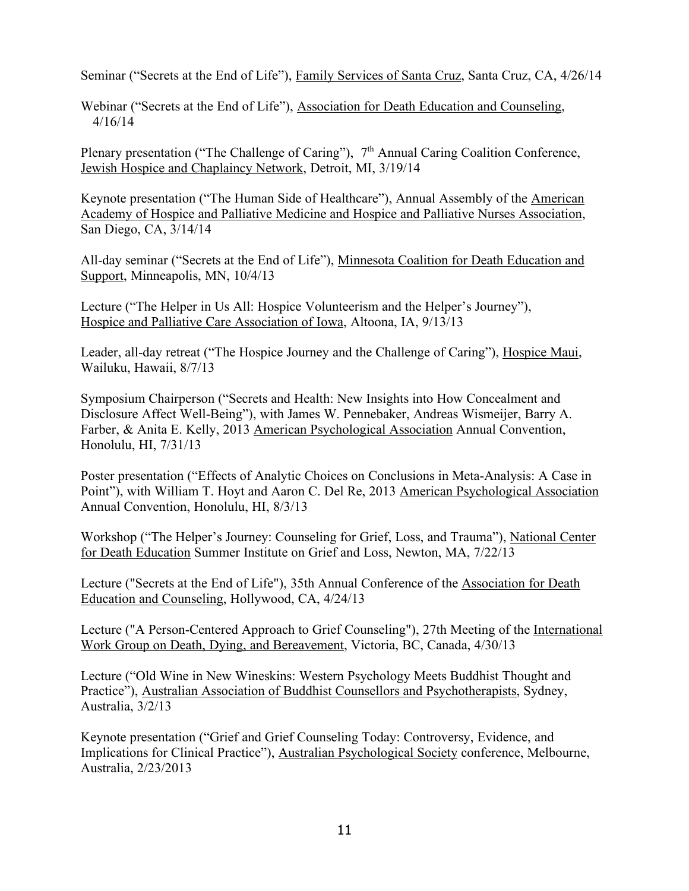Seminar (“Secrets at the End of Life”), Family Services of Santa Cruz, Santa Cruz, CA, 4/26/14

Webinar (“Secrets at the End of Life”), Association for Death Education and Counseling, 4/16/14

Plenary presentation (“The Challenge of Caring”), 7th Annual Caring Coalition Conference, Jewish Hospice and Chaplaincy Network, Detroit, MI, 3/19/14

Keynote presentation (“The Human Side of Healthcare”), Annual Assembly of the American Academy of Hospice and Palliative Medicine and Hospice and Palliative Nurses Association, San Diego, CA, 3/14/14

All-day seminar (“Secrets at the End of Life”), Minnesota Coalition for Death Education and Support, Minneapolis, MN, 10/4/13

Lecture (“The Helper in Us All: Hospice Volunteerism and the Helper’s Journey”), Hospice and Palliative Care Association of Iowa, Altoona, IA, 9/13/13

Leader, all-day retreat (“The Hospice Journey and the Challenge of Caring”), Hospice Maui, Wailuku, Hawaii, 8/7/13

Symposium Chairperson (“Secrets and Health: New Insights into How Concealment and Disclosure Affect Well-Being”), with James W. Pennebaker, Andreas Wismeijer, Barry A. Farber, & Anita E. Kelly, 2013 American Psychological Association Annual Convention, Honolulu, HI, 7/31/13

Poster presentation (“Effects of Analytic Choices on Conclusions in Meta-Analysis: A Case in Point”), with William T. Hoyt and Aaron C. Del Re, 2013 American Psychological Association Annual Convention, Honolulu, HI, 8/3/13

Workshop (“The Helper’s Journey: Counseling for Grief, Loss, and Trauma”), National Center for Death Education Summer Institute on Grief and Loss, Newton, MA, 7/22/13

Lecture ("Secrets at the End of Life"), 35th Annual Conference of the Association for Death Education and Counseling, Hollywood, CA, 4/24/13

Lecture ("A Person-Centered Approach to Grief Counseling"), 27th Meeting of the International Work Group on Death, Dying, and Bereavement, Victoria, BC, Canada, 4/30/13

Lecture (“Old Wine in New Wineskins: Western Psychology Meets Buddhist Thought and Practice”), Australian Association of Buddhist Counsellors and Psychotherapists, Sydney, Australia, 3/2/13

Keynote presentation (“Grief and Grief Counseling Today: Controversy, Evidence, and Implications for Clinical Practice”), Australian Psychological Society conference, Melbourne, Australia, 2/23/2013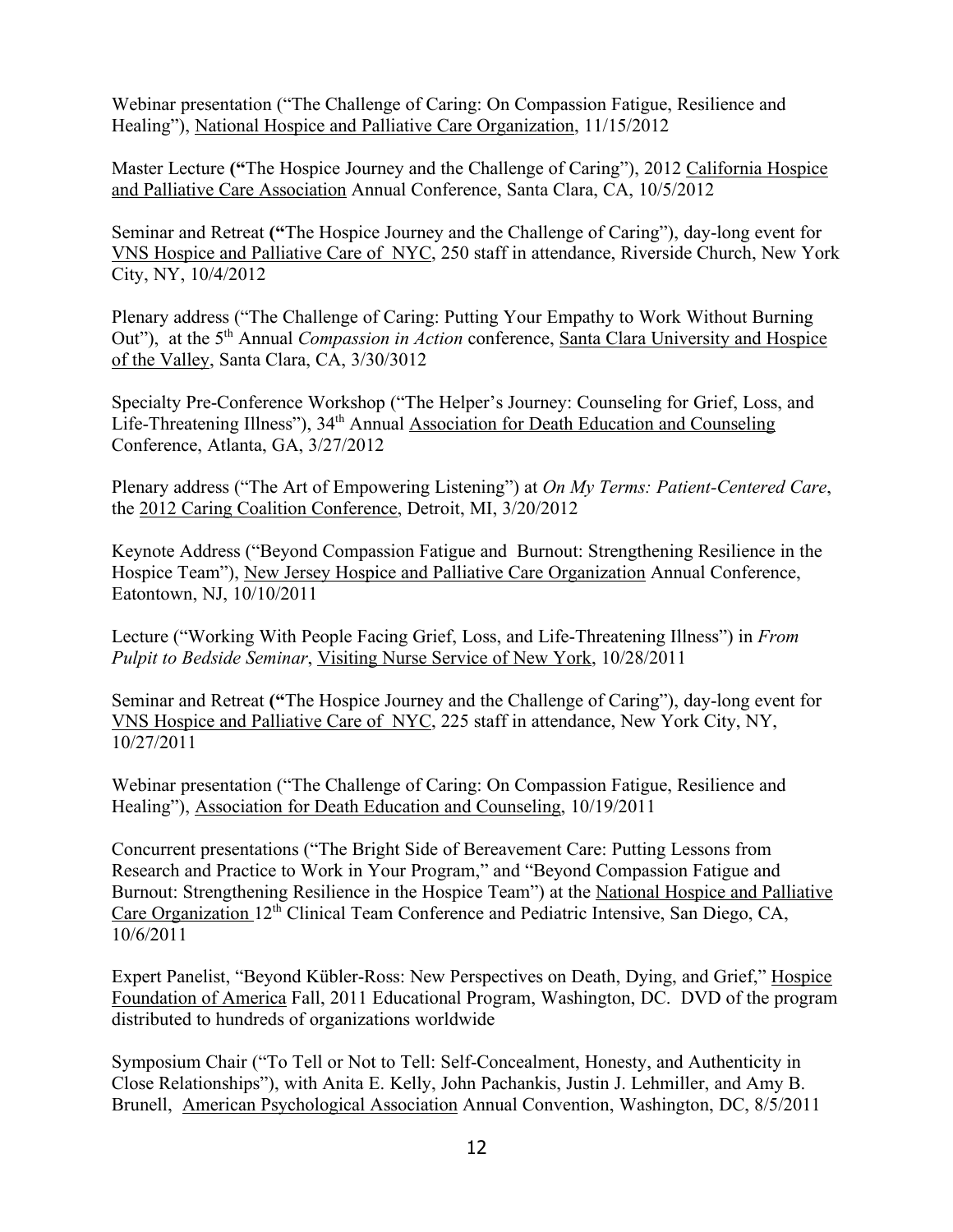Webinar presentation ("The Challenge of Caring: On Compassion Fatigue, Resilience and Healing"), National Hospice and Palliative Care Organization, 11/15/2012

Master Lecture **("**The Hospice Journey and the Challenge of Caring"), 2012 California Hospice and Palliative Care Association Annual Conference, Santa Clara, CA, 10/5/2012

Seminar and Retreat **("**The Hospice Journey and the Challenge of Caring"), day-long event for VNS Hospice and Palliative Care of NYC, 250 staff in attendance, Riverside Church, New York City, NY, 10/4/2012

Plenary address ("The Challenge of Caring: Putting Your Empathy to Work Without Burning Out"), at the 5th Annual *Compassion in Action* conference, Santa Clara University and Hospice of the Valley, Santa Clara, CA, 3/30/3012

Specialty Pre-Conference Workshop ("The Helper's Journey: Counseling for Grief, Loss, and Life-Threatening Illness"), 34th Annual Association for Death Education and Counseling Conference, Atlanta, GA, 3/27/2012

Plenary address ("The Art of Empowering Listening") at *On My Terms: Patient-Centered Care*, the 2012 Caring Coalition Conference, Detroit, MI, 3/20/2012

Keynote Address ("Beyond Compassion Fatigue and Burnout: Strengthening Resilience in the Hospice Team"), New Jersey Hospice and Palliative Care Organization Annual Conference, Eatontown, NJ, 10/10/2011

Lecture ("Working With People Facing Grief, Loss, and Life-Threatening Illness") in *From Pulpit to Bedside Seminar*, Visiting Nurse Service of New York, 10/28/2011

Seminar and Retreat **("**The Hospice Journey and the Challenge of Caring"), day-long event for VNS Hospice and Palliative Care of NYC, 225 staff in attendance, New York City, NY, 10/27/2011

Webinar presentation ("The Challenge of Caring: On Compassion Fatigue, Resilience and Healing"), Association for Death Education and Counseling, 10/19/2011

Concurrent presentations ("The Bright Side of Bereavement Care: Putting Lessons from Research and Practice to Work in Your Program," and "Beyond Compassion Fatigue and Burnout: Strengthening Resilience in the Hospice Team") at the National Hospice and Palliative Care Organization 12th Clinical Team Conference and Pediatric Intensive, San Diego, CA, 10/6/2011

Expert Panelist, "Beyond Kübler-Ross: New Perspectives on Death, Dying, and Grief," Hospice Foundation of America Fall, 2011 Educational Program, Washington, DC. DVD of the program distributed to hundreds of organizations worldwide

Symposium Chair ("To Tell or Not to Tell: Self-Concealment, Honesty, and Authenticity in Close Relationships"), with Anita E. Kelly, John Pachankis, Justin J. Lehmiller, and Amy B. Brunell, American Psychological Association Annual Convention, Washington, DC, 8/5/2011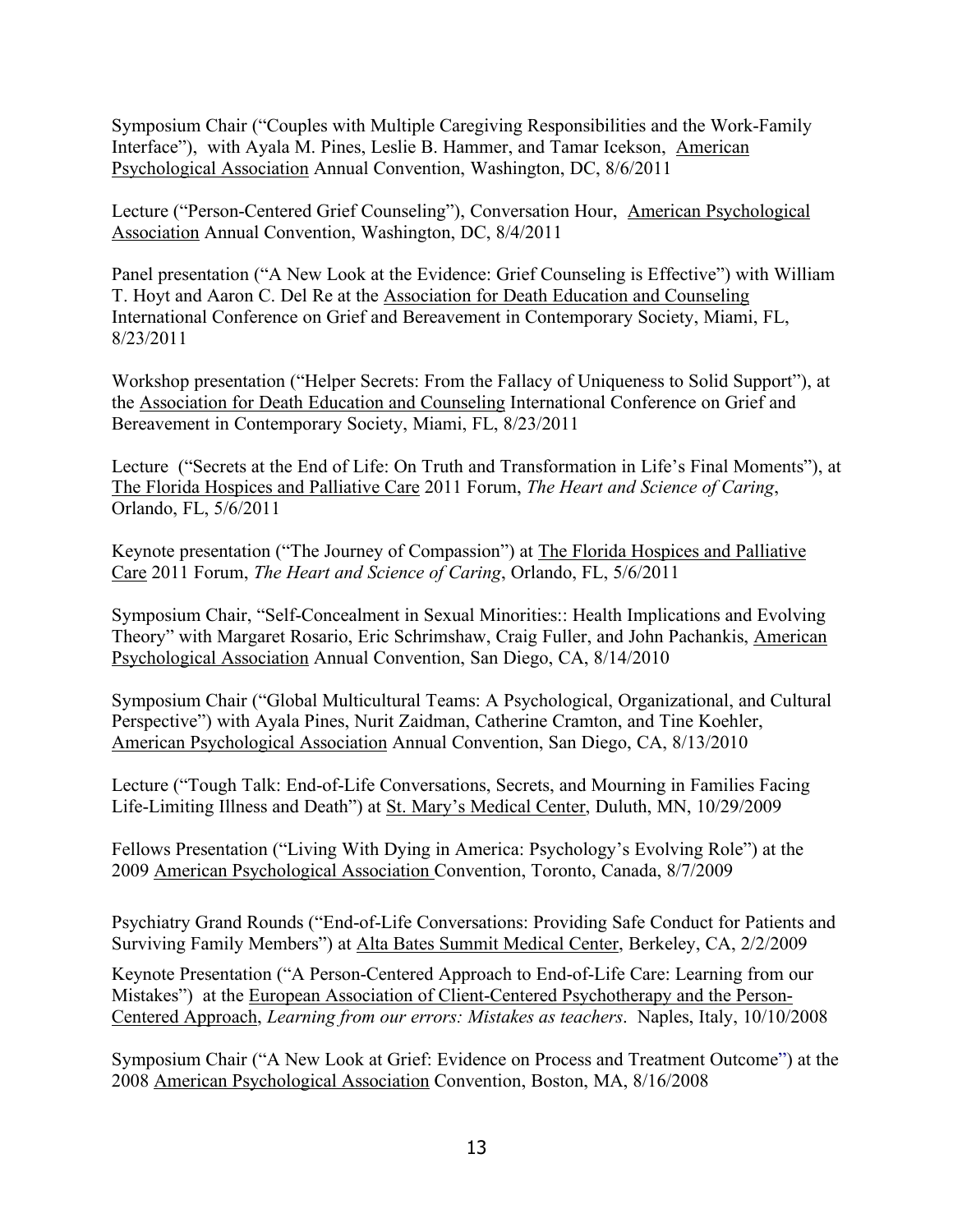Symposium Chair ("Couples with Multiple Caregiving Responsibilities and the Work-Family Interface"), with Ayala M. Pines, Leslie B. Hammer, and Tamar Icekson, American Psychological Association Annual Convention, Washington, DC, 8/6/2011

Lecture ("Person-Centered Grief Counseling"), Conversation Hour, American Psychological Association Annual Convention, Washington, DC, 8/4/2011

Panel presentation ("A New Look at the Evidence: Grief Counseling is Effective") with William T. Hoyt and Aaron C. Del Re at the Association for Death Education and Counseling International Conference on Grief and Bereavement in Contemporary Society, Miami, FL, 8/23/2011

Workshop presentation ("Helper Secrets: From the Fallacy of Uniqueness to Solid Support"), at the Association for Death Education and Counseling International Conference on Grief and Bereavement in Contemporary Society, Miami, FL, 8/23/2011

Lecture ("Secrets at the End of Life: On Truth and Transformation in Life's Final Moments"), at The Florida Hospices and Palliative Care 2011 Forum, *The Heart and Science of Caring*, Orlando, FL, 5/6/2011

Keynote presentation ("The Journey of Compassion") at The Florida Hospices and Palliative Care 2011 Forum, *The Heart and Science of Caring*, Orlando, FL, 5/6/2011

Symposium Chair, "Self-Concealment in Sexual Minorities:: Health Implications and Evolving Theory" with Margaret Rosario, Eric Schrimshaw, Craig Fuller, and John Pachankis, American Psychological Association Annual Convention, San Diego, CA, 8/14/2010

Symposium Chair ("Global Multicultural Teams: A Psychological, Organizational, and Cultural Perspective") with Ayala Pines, Nurit Zaidman, Catherine Cramton, and Tine Koehler, American Psychological Association Annual Convention, San Diego, CA, 8/13/2010

Lecture ("Tough Talk: End-of-Life Conversations, Secrets, and Mourning in Families Facing Life-Limiting Illness and Death") at St. Mary's Medical Center, Duluth, MN, 10/29/2009

Fellows Presentation ("Living With Dying in America: Psychology's Evolving Role") at the 2009 American Psychological Association Convention, Toronto, Canada, 8/7/2009

Psychiatry Grand Rounds ("End-of-Life Conversations: Providing Safe Conduct for Patients and Surviving Family Members") at Alta Bates Summit Medical Center, Berkeley, CA, 2/2/2009

Keynote Presentation ("A Person-Centered Approach to End-of-Life Care: Learning from our Mistakes") at the European Association of Client-Centered Psychotherapy and the Person-Centered Approach, *Learning from our errors: Mistakes as teachers*. Naples, Italy, 10/10/2008

Symposium Chair ("A New Look at Grief: Evidence on Process and Treatment Outcome") at the 2008 American Psychological Association Convention, Boston, MA, 8/16/2008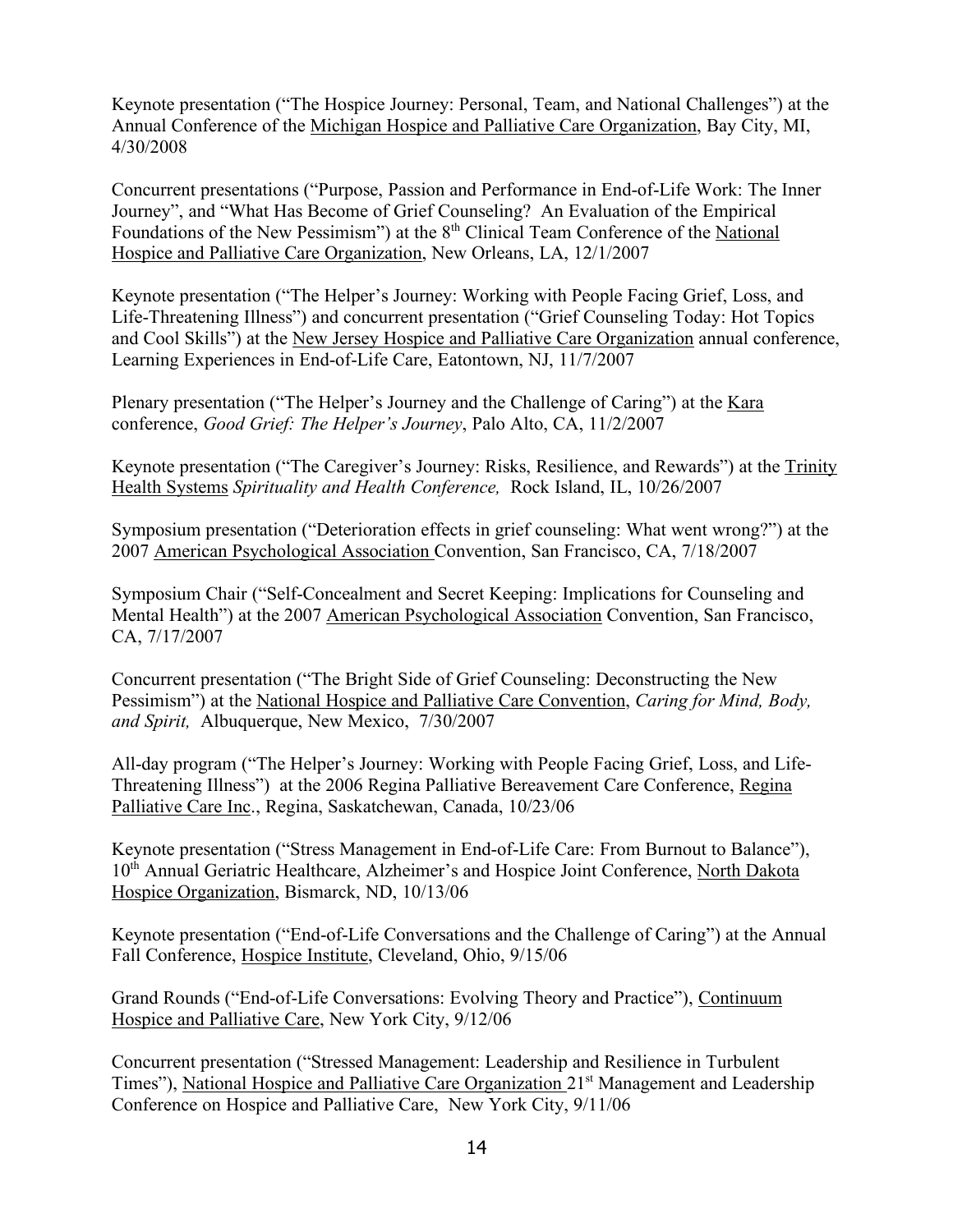Keynote presentation ("The Hospice Journey: Personal, Team, and National Challenges") at the Annual Conference of the Michigan Hospice and Palliative Care Organization, Bay City, MI, 4/30/2008

Concurrent presentations ("Purpose, Passion and Performance in End-of-Life Work: The Inner Journey", and "What Has Become of Grief Counseling? An Evaluation of the Empirical Foundations of the New Pessimism") at the 8th Clinical Team Conference of the National Hospice and Palliative Care Organization, New Orleans, LA, 12/1/2007

Keynote presentation ("The Helper's Journey: Working with People Facing Grief, Loss, and Life-Threatening Illness") and concurrent presentation ("Grief Counseling Today: Hot Topics and Cool Skills") at the New Jersey Hospice and Palliative Care Organization annual conference, Learning Experiences in End-of-Life Care, Eatontown, NJ, 11/7/2007

Plenary presentation ("The Helper's Journey and the Challenge of Caring") at the Kara conference, *Good Grief: The Helper's Journey*, Palo Alto, CA, 11/2/2007

Keynote presentation ("The Caregiver's Journey: Risks, Resilience, and Rewards") at the Trinity Health Systems *Spirituality and Health Conference,* Rock Island, IL, 10/26/2007

Symposium presentation ("Deterioration effects in grief counseling: What went wrong?") at the 2007 American Psychological Association Convention, San Francisco, CA, 7/18/2007

Symposium Chair ("Self-Concealment and Secret Keeping: Implications for Counseling and Mental Health") at the 2007 American Psychological Association Convention, San Francisco, CA, 7/17/2007

Concurrent presentation ("The Bright Side of Grief Counseling: Deconstructing the New Pessimism") at the National Hospice and Palliative Care Convention, *Caring for Mind, Body, and Spirit,* Albuquerque, New Mexico, 7/30/2007

All-day program ("The Helper's Journey: Working with People Facing Grief, Loss, and Life-Threatening Illness") at the 2006 Regina Palliative Bereavement Care Conference, Regina Palliative Care Inc., Regina, Saskatchewan, Canada, 10/23/06

Keynote presentation ("Stress Management in End-of-Life Care: From Burnout to Balance"), 10th Annual Geriatric Healthcare, Alzheimer's and Hospice Joint Conference, North Dakota Hospice Organization, Bismarck, ND, 10/13/06

Keynote presentation ("End-of-Life Conversations and the Challenge of Caring") at the Annual Fall Conference, Hospice Institute, Cleveland, Ohio, 9/15/06

Grand Rounds ("End-of-Life Conversations: Evolving Theory and Practice"), Continuum Hospice and Palliative Care, New York City, 9/12/06

Concurrent presentation ("Stressed Management: Leadership and Resilience in Turbulent Times"), National Hospice and Palliative Care Organization 21st Management and Leadership Conference on Hospice and Palliative Care, New York City, 9/11/06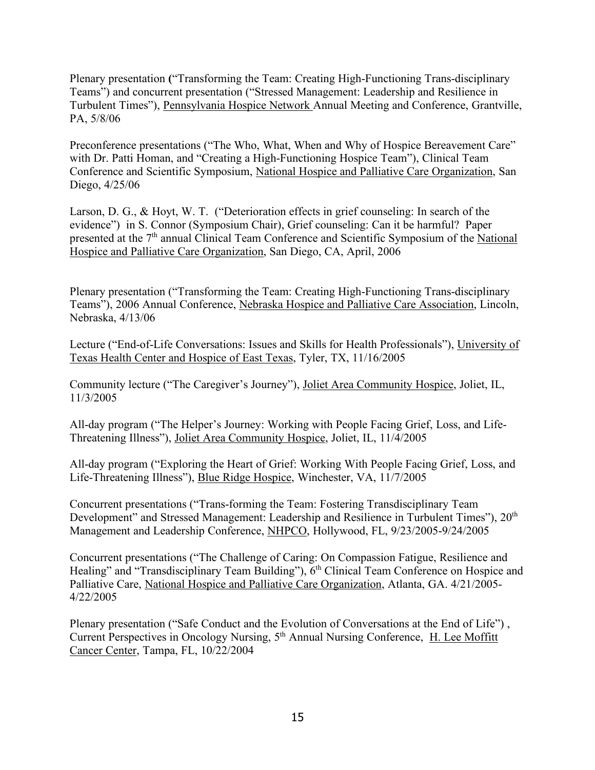Plenary presentation ("Transforming the Team: Creating High-Functioning Trans-disciplinary Teams") and concurrent presentation ("Stressed Management: Leadership and Resilience in Turbulent Times"), Pennsylvania Hospice Network Annual Meeting and Conference, Grantville, PA, 5/8/06

Preconference presentations ("The Who, What, When and Why of Hospice Bereavement Care" with Dr. Patti Homan, and "Creating a High-Functioning Hospice Team"), Clinical Team Conference and Scientific Symposium, National Hospice and Palliative Care Organization, San Diego, 4/25/06

Larson, D. G., & Hoyt, W. T. ("Deterioration effects in grief counseling: In search of the evidence") in S. Connor (Symposium Chair), Grief counseling: Can it be harmful? Paper presented at the 7th annual Clinical Team Conference and Scientific Symposium of the National Hospice and Palliative Care Organization, San Diego, CA, April, 2006

Plenary presentation ("Transforming the Team: Creating High-Functioning Trans-disciplinary Teams"), 2006 Annual Conference, Nebraska Hospice and Palliative Care Association, Lincoln, Nebraska, 4/13/06

Lecture ("End-of-Life Conversations: Issues and Skills for Health Professionals"), University of Texas Health Center and Hospice of East Texas, Tyler, TX, 11/16/2005

Community lecture ("The Caregiver's Journey"), Joliet Area Community Hospice, Joliet, IL, 11/3/2005

All-day program ("The Helper's Journey: Working with People Facing Grief, Loss, and Life-Threatening Illness"), Joliet Area Community Hospice, Joliet, IL, 11/4/2005

All-day program ("Exploring the Heart of Grief: Working With People Facing Grief, Loss, and Life-Threatening Illness"), Blue Ridge Hospice, Winchester, VA, 11/7/2005

Concurrent presentations ("Trans-forming the Team: Fostering Transdisciplinary Team Development" and Stressed Management: Leadership and Resilience in Turbulent Times"), 20th Management and Leadership Conference, NHPCO, Hollywood, FL, 9/23/2005-9/24/2005

Concurrent presentations ("The Challenge of Caring: On Compassion Fatigue, Resilience and Healing" and "Transdisciplinary Team Building"), 6th Clinical Team Conference on Hospice and Palliative Care, National Hospice and Palliative Care Organization, Atlanta, GA. 4/21/2005-4/22/2005

Plenary presentation ("Safe Conduct and the Evolution of Conversations at the End of Life") , Current Perspectives in Oncology Nursing, 5th Annual Nursing Conference, H. Lee Moffitt Cancer Center, Tampa, FL, 10/22/2004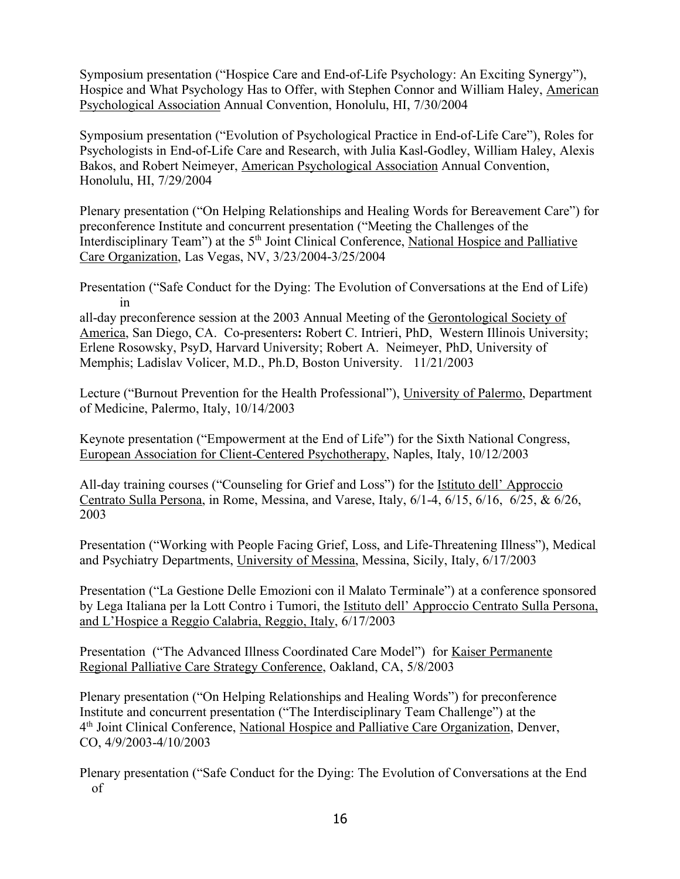Symposium presentation ("Hospice Care and End-of-Life Psychology: An Exciting Synergy"), Hospice and What Psychology Has to Offer, with Stephen Connor and William Haley, American Psychological Association Annual Convention, Honolulu, HI, 7/30/2004

Symposium presentation ("Evolution of Psychological Practice in End-of-Life Care"), Roles for Psychologists in End-of-Life Care and Research, with Julia Kasl-Godley, William Haley, Alexis Bakos, and Robert Neimeyer, American Psychological Association Annual Convention, Honolulu, HI, 7/29/2004

Plenary presentation ("On Helping Relationships and Healing Words for Bereavement Care") for preconference Institute and concurrent presentation ("Meeting the Challenges of the Interdisciplinary Team") at the 5th Joint Clinical Conference, National Hospice and Palliative Care Organization, Las Vegas, NV, 3/23/2004-3/25/2004

Presentation ("Safe Conduct for the Dying: The Evolution of Conversations at the End of Life) in all-day preconference session at the 2003 Annual Meeting of the Gerontological Society of America, San Diego, CA. Co-presenters**:** Robert C. Intrieri, PhD, Western Illinois University; Erlene Rosowsky, PsyD, Harvard University; Robert A. Neimeyer, PhD, University of Memphis; Ladislav Volicer, M.D., Ph.D, Boston University. 11/21/2003

Lecture ("Burnout Prevention for the Health Professional"), University of Palermo, Department of Medicine, Palermo, Italy, 10/14/2003

Keynote presentation ("Empowerment at the End of Life") for the Sixth National Congress, European Association for Client-Centered Psychotherapy, Naples, Italy, 10/12/2003

All-day training courses ("Counseling for Grief and Loss") for the Istituto dell' Approccio Centrato Sulla Persona, in Rome, Messina, and Varese, Italy, 6/1-4, 6/15, 6/16, 6/25, & 6/26, 2003

Presentation ("Working with People Facing Grief, Loss, and Life-Threatening Illness"), Medical and Psychiatry Departments, University of Messina, Messina, Sicily, Italy, 6/17/2003

Presentation ("La Gestione Delle Emozioni con il Malato Terminale") at a conference sponsored by Lega Italiana per la Lott Contro i Tumori, the Istituto dell' Approccio Centrato Sulla Persona, and L'Hospice a Reggio Calabria, Reggio, Italy, 6/17/2003

Presentation ("The Advanced Illness Coordinated Care Model") for Kaiser Permanente Regional Palliative Care Strategy Conference, Oakland, CA, 5/8/2003

Plenary presentation ("On Helping Relationships and Healing Words") for preconference Institute and concurrent presentation ("The Interdisciplinary Team Challenge") at the 4th Joint Clinical Conference, National Hospice and Palliative Care Organization, Denver, CO, 4/9/2003-4/10/2003

Plenary presentation ("Safe Conduct for the Dying: The Evolution of Conversations at the End of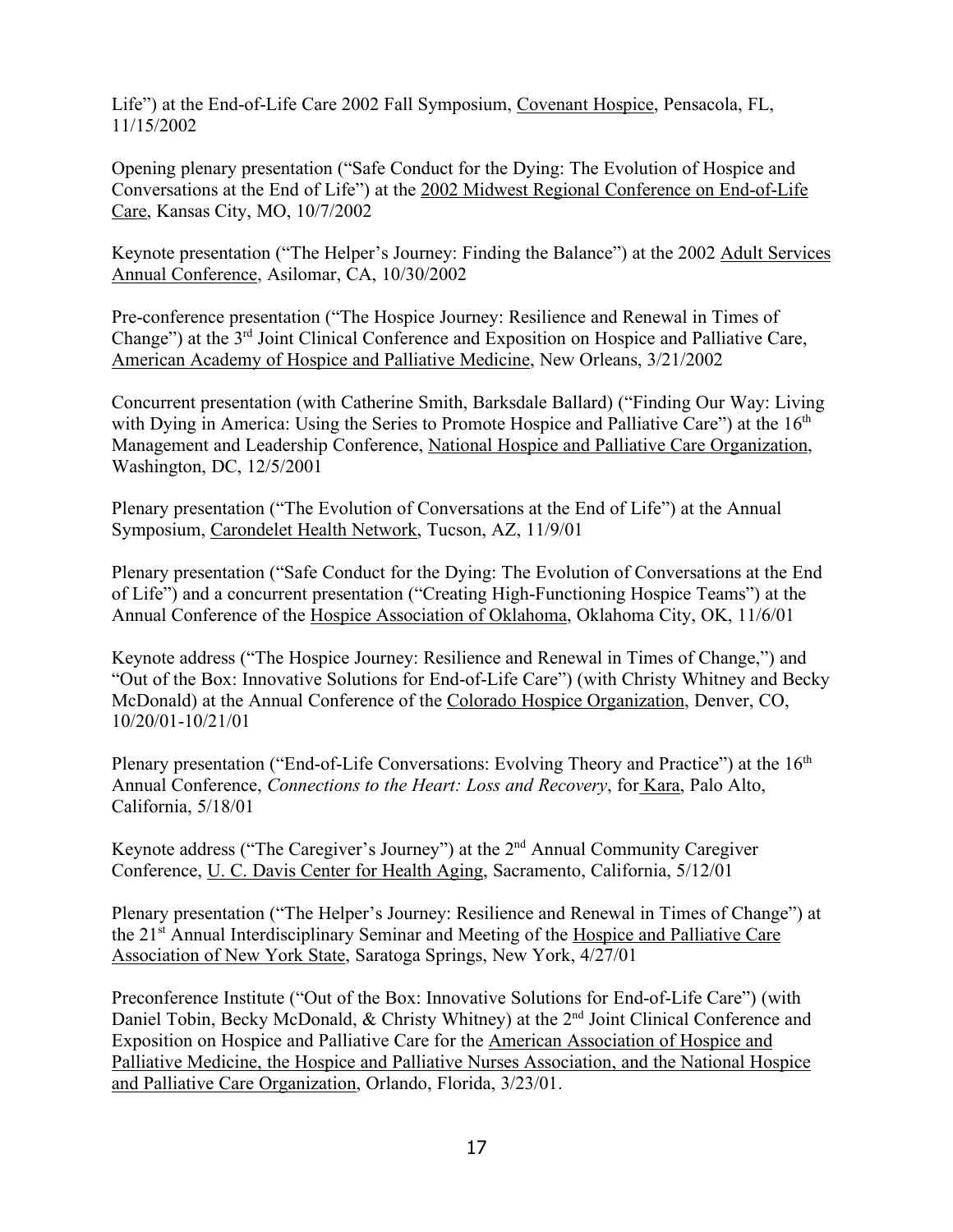Life") at the End-of-Life Care 2002 Fall Symposium, Covenant Hospice, Pensacola, FL, 11/15/2002

Opening plenary presentation ("Safe Conduct for the Dying: The Evolution of Hospice and Conversations at the End of Life") at the 2002 Midwest Regional Conference on End-of-Life Care, Kansas City, MO, 10/7/2002

Keynote presentation ("The Helper's Journey: Finding the Balance") at the 2002 Adult Services Annual Conference, Asilomar, CA, 10/30/2002

Pre-conference presentation ("The Hospice Journey: Resilience and Renewal in Times of Change") at the 3rd Joint Clinical Conference and Exposition on Hospice and Palliative Care, American Academy of Hospice and Palliative Medicine, New Orleans, 3/21/2002

Concurrent presentation (with Catherine Smith, Barksdale Ballard) ("Finding Our Way: Living with Dying in America: Using the Series to Promote Hospice and Palliative Care") at the 16th Management and Leadership Conference, National Hospice and Palliative Care Organization, Washington, DC, 12/5/2001

Plenary presentation ("The Evolution of Conversations at the End of Life") at the Annual Symposium, Carondelet Health Network, Tucson, AZ, 11/9/01

Plenary presentation ("Safe Conduct for the Dying: The Evolution of Conversations at the End of Life") and a concurrent presentation ("Creating High-Functioning Hospice Teams") at the Annual Conference of the Hospice Association of Oklahoma, Oklahoma City, OK, 11/6/01

Keynote address ("The Hospice Journey: Resilience and Renewal in Times of Change,") and "Out of the Box: Innovative Solutions for End-of-Life Care") (with Christy Whitney and Becky McDonald) at the Annual Conference of the Colorado Hospice Organization, Denver, CO, 10/20/01-10/21/01

Plenary presentation ("End-of-Life Conversations: Evolving Theory and Practice") at the 16th Annual Conference, *Connections to the Heart: Loss and Recovery*, for Kara, Palo Alto, California, 5/18/01

Keynote address ("The Caregiver's Journey") at the 2nd Annual Community Caregiver Conference, U. C. Davis Center for Health Aging, Sacramento, California, 5/12/01

Plenary presentation ("The Helper's Journey: Resilience and Renewal in Times of Change") at the 21st Annual Interdisciplinary Seminar and Meeting of the Hospice and Palliative Care Association of New York State, Saratoga Springs, New York, 4/27/01

Preconference Institute ("Out of the Box: Innovative Solutions for End-of-Life Care") (with Daniel Tobin, Becky McDonald, & Christy Whitney) at the 2nd Joint Clinical Conference and Exposition on Hospice and Palliative Care for the American Association of Hospice and Palliative Medicine, the Hospice and Palliative Nurses Association, and the National Hospice and Palliative Care Organization, Orlando, Florida, 3/23/01.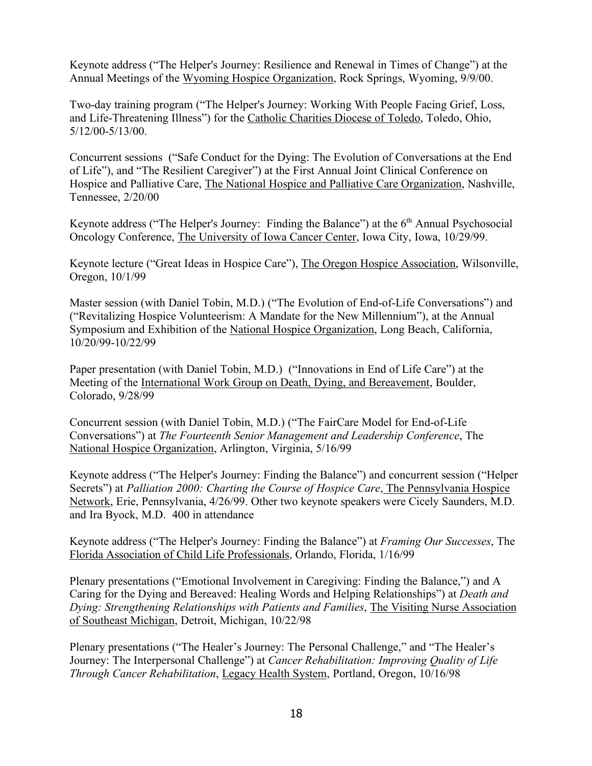Keynote address ("The Helper's Journey: Resilience and Renewal in Times of Change") at the Annual Meetings of the Wyoming Hospice Organization, Rock Springs, Wyoming, 9/9/00.

Two-day training program ("The Helper's Journey: Working With People Facing Grief, Loss, and Life-Threatening Illness") for the Catholic Charities Diocese of Toledo, Toledo, Ohio, 5/12/00-5/13/00.

Concurrent sessions ("Safe Conduct for the Dying: The Evolution of Conversations at the End of Life"), and "The Resilient Caregiver") at the First Annual Joint Clinical Conference on Hospice and Palliative Care, The National Hospice and Palliative Care Organization, Nashville, Tennessee, 2/20/00

Keynote address ("The Helper's Journey: Finding the Balance") at the 6th Annual Psychosocial Oncology Conference, The University of Iowa Cancer Center, Iowa City, Iowa, 10/29/99.

Keynote lecture ("Great Ideas in Hospice Care"), The Oregon Hospice Association, Wilsonville, Oregon, 10/1/99

Master session (with Daniel Tobin, M.D.) ("The Evolution of End-of-Life Conversations") and ("Revitalizing Hospice Volunteerism: A Mandate for the New Millennium"), at the Annual Symposium and Exhibition of the National Hospice Organization, Long Beach, California, 10/20/99-10/22/99

Paper presentation (with Daniel Tobin, M.D.) ("Innovations in End of Life Care") at the Meeting of the International Work Group on Death, Dying, and Bereavement, Boulder, Colorado, 9/28/99

Concurrent session (with Daniel Tobin, M.D.) ("The FairCare Model for End-of-Life Conversations") at *The Fourteenth Senior Management and Leadership Conference*, The National Hospice Organization, Arlington, Virginia, 5/16/99

Keynote address ("The Helper's Journey: Finding the Balance") and concurrent session ("Helper Secrets") at *Palliation 2000: Charting the Course of Hospice Care*, The Pennsylvania Hospice Network, Erie, Pennsylvania, 4/26/99. Other two keynote speakers were Cicely Saunders, M.D. and Ira Byock, M.D. 400 in attendance

Keynote address ("The Helper's Journey: Finding the Balance") at *Framing Our Successes*, The Florida Association of Child Life Professionals, Orlando, Florida, 1/16/99

Plenary presentations ("Emotional Involvement in Caregiving: Finding the Balance,") and A Caring for the Dying and Bereaved: Healing Words and Helping Relationships") at *Death and Dying: Strengthening Relationships with Patients and Families*, The Visiting Nurse Association of Southeast Michigan, Detroit, Michigan, 10/22/98

Plenary presentations ("The Healer's Journey: The Personal Challenge," and "The Healer's Journey: The Interpersonal Challenge") at *Cancer Rehabilitation: Improving Quality of Life Through Cancer Rehabilitation*, Legacy Health System, Portland, Oregon, 10/16/98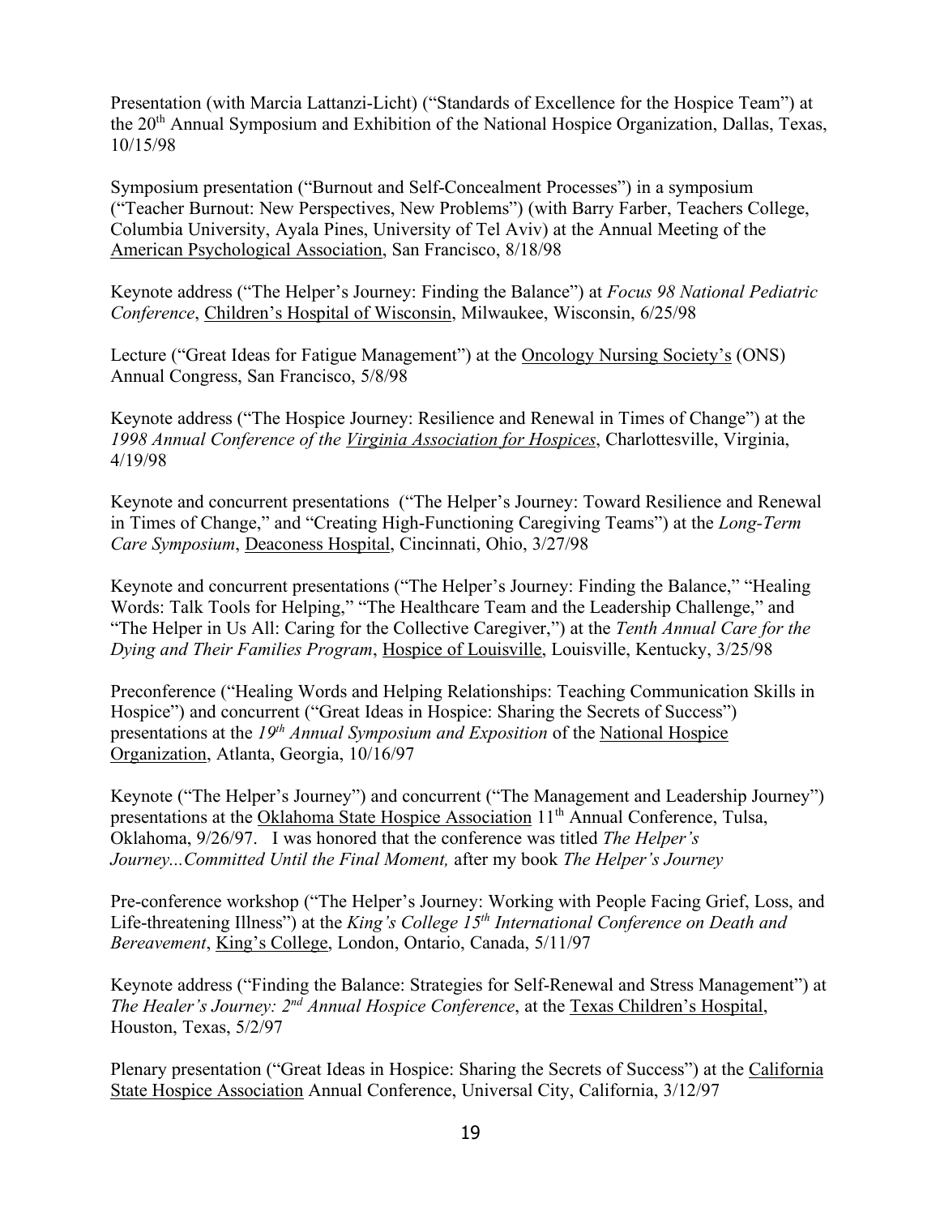Presentation (with Marcia Lattanzi-Licht) ("Standards of Excellence for the Hospice Team") at the 20th Annual Symposium and Exhibition of the National Hospice Organization, Dallas, Texas, 10/15/98

Symposium presentation ("Burnout and Self-Concealment Processes") in a symposium ("Teacher Burnout: New Perspectives, New Problems") (with Barry Farber, Teachers College, Columbia University, Ayala Pines, University of Tel Aviv) at the Annual Meeting of the American Psychological Association, San Francisco, 8/18/98

Keynote address ("The Helper's Journey: Finding the Balance") at *Focus 98 National Pediatric Conference*, Children's Hospital of Wisconsin, Milwaukee, Wisconsin, 6/25/98

Lecture ("Great Ideas for Fatigue Management") at the Oncology Nursing Society's (ONS) Annual Congress, San Francisco, 5/8/98

Keynote address ("The Hospice Journey: Resilience and Renewal in Times of Change") at the *1998 Annual Conference of the Virginia Association for Hospices*, Charlottesville, Virginia, 4/19/98

Keynote and concurrent presentations ("The Helper's Journey: Toward Resilience and Renewal in Times of Change," and "Creating High-Functioning Caregiving Teams") at the *Long-Term Care Symposium*, Deaconess Hospital, Cincinnati, Ohio, 3/27/98

Keynote and concurrent presentations ("The Helper's Journey: Finding the Balance," "Healing Words: Talk Tools for Helping," "The Healthcare Team and the Leadership Challenge," and "The Helper in Us All: Caring for the Collective Caregiver,") at the *Tenth Annual Care for the Dying and Their Families Program*, Hospice of Louisville, Louisville, Kentucky, 3/25/98

Preconference ("Healing Words and Helping Relationships: Teaching Communication Skills in Hospice") and concurrent ("Great Ideas in Hospice: Sharing the Secrets of Success") presentations at the *19th Annual Symposium and Exposition* of the National Hospice Organization, Atlanta, Georgia, 10/16/97

Keynote ("The Helper's Journey") and concurrent ("The Management and Leadership Journey") presentations at the Oklahoma State Hospice Association 11th Annual Conference, Tulsa, Oklahoma, 9/26/97. I was honored that the conference was titled *The Helper's Journey...Committed Until the Final Moment,* after my book *The Helper's Journey*

Pre-conference workshop ("The Helper's Journey: Working with People Facing Grief, Loss, and Life-threatening Illness") at the *King's College 15th International Conference on Death and Bereavement*, King's College, London, Ontario, Canada, 5/11/97

Keynote address ("Finding the Balance: Strategies for Self-Renewal and Stress Management") at *The Healer's Journey: 2nd Annual Hospice Conference*, at the Texas Children's Hospital, Houston, Texas, 5/2/97

Plenary presentation ("Great Ideas in Hospice: Sharing the Secrets of Success") at the California State Hospice Association Annual Conference, Universal City, California, 3/12/97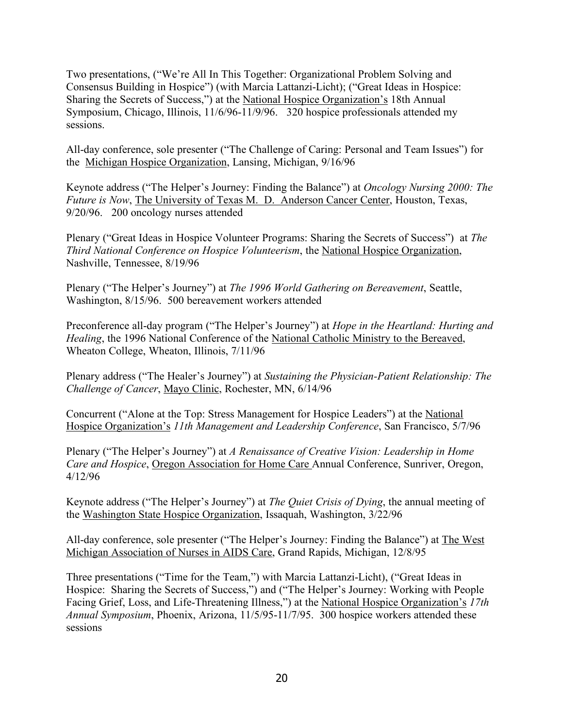Two presentations, ("We're All In This Together: Organizational Problem Solving and Consensus Building in Hospice") (with Marcia Lattanzi-Licht); ("Great Ideas in Hospice: Sharing the Secrets of Success,") at the National Hospice Organization's 18th Annual Symposium, Chicago, Illinois, 11/6/96-11/9/96. 320 hospice professionals attended my sessions.

All-day conference, sole presenter ("The Challenge of Caring: Personal and Team Issues") for the Michigan Hospice Organization, Lansing, Michigan, 9/16/96

Keynote address ("The Helper's Journey: Finding the Balance") at *Oncology Nursing 2000: The Future is Now*, The University of Texas M. D. Anderson Cancer Center, Houston, Texas, 9/20/96. 200 oncology nurses attended

Plenary ("Great Ideas in Hospice Volunteer Programs: Sharing the Secrets of Success") at *The Third National Conference on Hospice Volunteerism*, the National Hospice Organization, Nashville, Tennessee, 8/19/96

Plenary ("The Helper's Journey") at *The 1996 World Gathering on Bereavement*, Seattle, Washington, 8/15/96. 500 bereavement workers attended

Preconference all-day program ("The Helper's Journey") at *Hope in the Heartland: Hurting and Healing*, the 1996 National Conference of the National Catholic Ministry to the Bereaved, Wheaton College, Wheaton, Illinois, 7/11/96

Plenary address ("The Healer's Journey") at *Sustaining the Physician-Patient Relationship: The Challenge of Cancer*, Mayo Clinic, Rochester, MN, 6/14/96

Concurrent ("Alone at the Top: Stress Management for Hospice Leaders") at the National Hospice Organization's *11th Management and Leadership Conference*, San Francisco, 5/7/96

Plenary ("The Helper's Journey") at *A Renaissance of Creative Vision: Leadership in Home Care and Hospice*, Oregon Association for Home Care Annual Conference, Sunriver, Oregon, 4/12/96

Keynote address ("The Helper's Journey") at *The Quiet Crisis of Dying*, the annual meeting of the Washington State Hospice Organization, Issaquah, Washington, 3/22/96

All-day conference, sole presenter ("The Helper's Journey: Finding the Balance") at The West Michigan Association of Nurses in AIDS Care, Grand Rapids, Michigan, 12/8/95

Three presentations ("Time for the Team,") with Marcia Lattanzi-Licht), ("Great Ideas in Hospice: Sharing the Secrets of Success,") and ("The Helper's Journey: Working with People Facing Grief, Loss, and Life-Threatening Illness,") at the National Hospice Organization's *17th Annual Symposium*, Phoenix, Arizona, 11/5/95-11/7/95. 300 hospice workers attended these sessions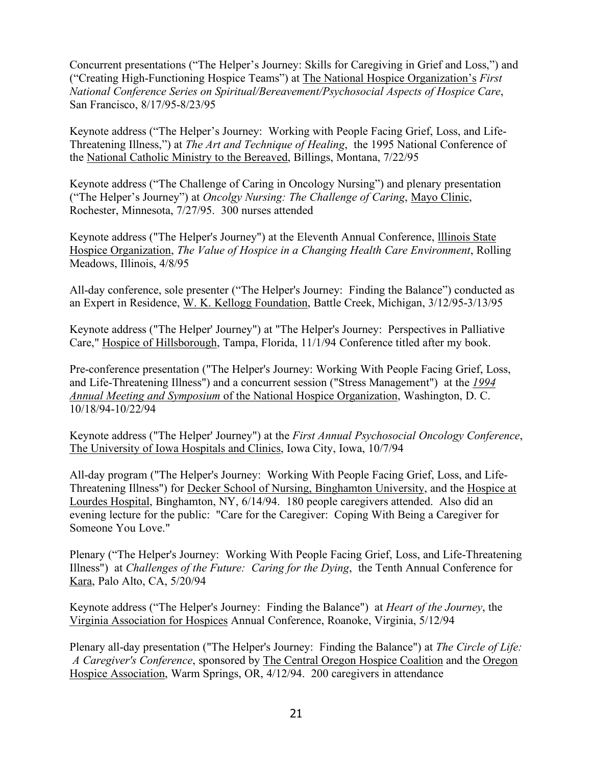Concurrent presentations ("The Helper's Journey: Skills for Caregiving in Grief and Loss,") and ("Creating High-Functioning Hospice Teams") at <u>The National Hospice Organization's</u> *First National Conference Series on Spiritual/Bereavement/Psychosocial Aspects of Hospice Care*, San Francisco, 8/17/95-8/23/95

Keynote address ("The Helper's Journey: Working with People Facing Grief, Loss, and Life-Threatening Illness,") at *The Art and Technique of Healing*, the 1995 National Conference of the <u>National Catholic Ministry to the Bereaved</u>, Billings, Montana, 7/22/95

Keynote address ("The Challenge of Caring in Oncology Nursing") and plenary presentation ("The Helper's Journey") at *Oncolgy Nursing: The Challenge of Caring*, <u>Mayo Clinic</u>, Rochester, Minnesota, 7/27/95. 300 nurses attended

Keynote address ("The Helper's Journey") at the Eleventh Annual Conference, <u>lllinois State Hospice Organization</u>, *The Value of Hospice in a Changing Health Care Environment*, Rolling Meadows, Illinois, 4/8/95

All-day conference, sole presenter ("The Helper's Journey: Finding the Balance") conducted as an Expert in Residence, <u>W. K. Kellogg Foundation</u>, Battle Creek, Michigan, 3/12/95-3/13/95

Keynote address ("The Helper' Journey") at "The Helper's Journey: Perspectives in Palliative Care," <u>Hospice of Hillsborough</u>, Tampa, Florida, 11/1/94 Conference titled after my book.

Pre-conference presentation ("The Helper's Journey: Working With People Facing Grief, Loss, and Life-Threatening Illness") and a concurrent session ("Stress Management") at the <u>*1994 Annual Meeting and Symposium* of the National Hospice Organization</u>, Washington, D. C. 10/18/94-10/22/94

Keynote address ("The Helper' Journey") at the *First Annual Psychosocial Oncology Conference*, <u>The University of Iowa Hospitals and Clinics</u>, Iowa City, Iowa, 10/7/94

All-day program ("The Helper's Journey: Working With People Facing Grief, Loss, and Life-Threatening Illness") for <u>Decker School of Nursing, Binghamton University</u>, and the <u>Hospice at Lourdes Hospital</u>, Binghamton, NY, 6/14/94. 180 people caregivers attended. Also did an evening lecture for the public: "Care for the Caregiver: Coping With Being a Caregiver for Someone You Love."

Plenary ("The Helper's Journey: Working With People Facing Grief, Loss, and Life-Threatening Illness") at *Challenges of the Future: Caring for the Dying*, the Tenth Annual Conference for <u>Kara</u>, Palo Alto, CA, 5/20/94

Keynote address ("The Helper's Journey: Finding the Balance") at *Heart of the Journey*, the <u>Virginia Association for Hospices</u> Annual Conference, Roanoke, Virginia, 5/12/94

Plenary all-day presentation ("The Helper's Journey: Finding the Balance") at *The Circle of Life: A Caregiver's Conference*, sponsored by <u>The Central Oregon Hospice Coalition</u> and the <u>Oregon Hospice Association</u>, Warm Springs, OR, 4/12/94. 200 caregivers in attendance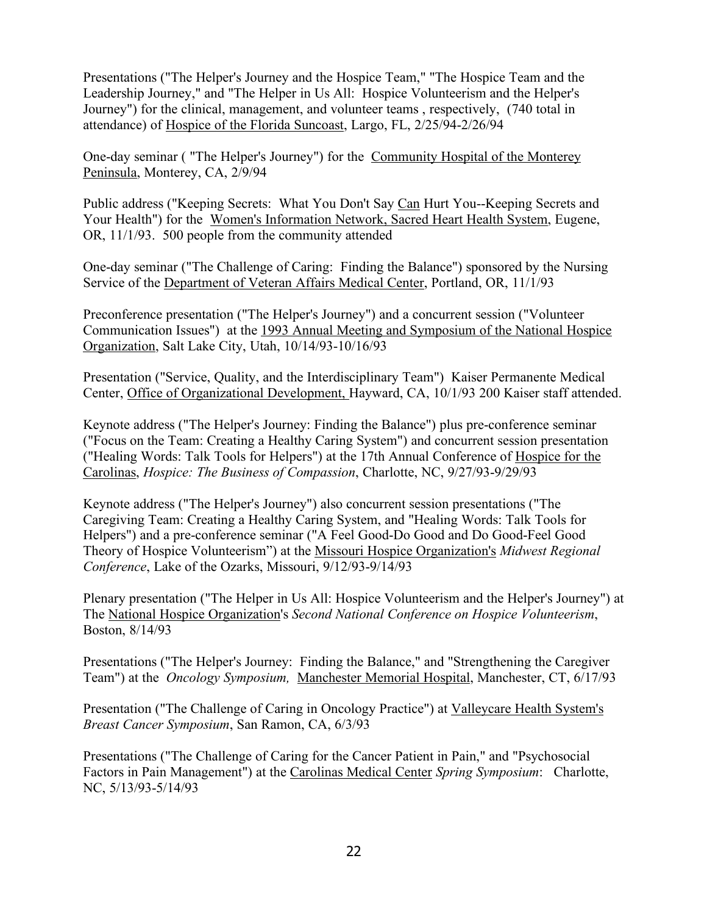Presentations ("The Helper's Journey and the Hospice Team," "The Hospice Team and the Leadership Journey," and "The Helper in Us All: Hospice Volunteerism and the Helper's Journey") for the clinical, management, and volunteer teams , respectively, (740 total in attendance) of Hospice of the Florida Suncoast, Largo, FL, 2/25/94-2/26/94

One-day seminar ( "The Helper's Journey") for the Community Hospital of the Monterey Peninsula, Monterey, CA, 2/9/94

Public address ("Keeping Secrets: What You Don't Say Can Hurt You--Keeping Secrets and Your Health") for the Women's Information Network, Sacred Heart Health System, Eugene, OR, 11/1/93. 500 people from the community attended

One-day seminar ("The Challenge of Caring: Finding the Balance") sponsored by the Nursing Service of the Department of Veteran Affairs Medical Center, Portland, OR, 11/1/93

Preconference presentation ("The Helper's Journey") and a concurrent session ("Volunteer Communication Issues") at the 1993 Annual Meeting and Symposium of the National Hospice Organization, Salt Lake City, Utah, 10/14/93-10/16/93

Presentation ("Service, Quality, and the Interdisciplinary Team") Kaiser Permanente Medical Center, Office of Organizational Development, Hayward, CA, 10/1/93 200 Kaiser staff attended.

Keynote address ("The Helper's Journey: Finding the Balance") plus pre-conference seminar ("Focus on the Team: Creating a Healthy Caring System") and concurrent session presentation ("Healing Words: Talk Tools for Helpers") at the 17th Annual Conference of Hospice for the Carolinas, *Hospice: The Business of Compassion*, Charlotte, NC, 9/27/93-9/29/93

Keynote address ("The Helper's Journey") also concurrent session presentations ("The Caregiving Team: Creating a Healthy Caring System, and "Healing Words: Talk Tools for Helpers") and a pre-conference seminar ("A Feel Good-Do Good and Do Good-Feel Good Theory of Hospice Volunteerism") at the Missouri Hospice Organization's *Midwest Regional Conference*, Lake of the Ozarks, Missouri, 9/12/93-9/14/93

Plenary presentation ("The Helper in Us All: Hospice Volunteerism and the Helper's Journey") at The National Hospice Organization's *Second National Conference on Hospice Volunteerism*, Boston, 8/14/93

Presentations ("The Helper's Journey: Finding the Balance," and "Strengthening the Caregiver Team") at the *Oncology Symposium,* Manchester Memorial Hospital, Manchester, CT, 6/17/93

Presentation ("The Challenge of Caring in Oncology Practice") at Valleycare Health System's *Breast Cancer Symposium*, San Ramon, CA, 6/3/93

Presentations ("The Challenge of Caring for the Cancer Patient in Pain," and "Psychosocial Factors in Pain Management") at the Carolinas Medical Center *Spring Symposium*: Charlotte, NC, 5/13/93-5/14/93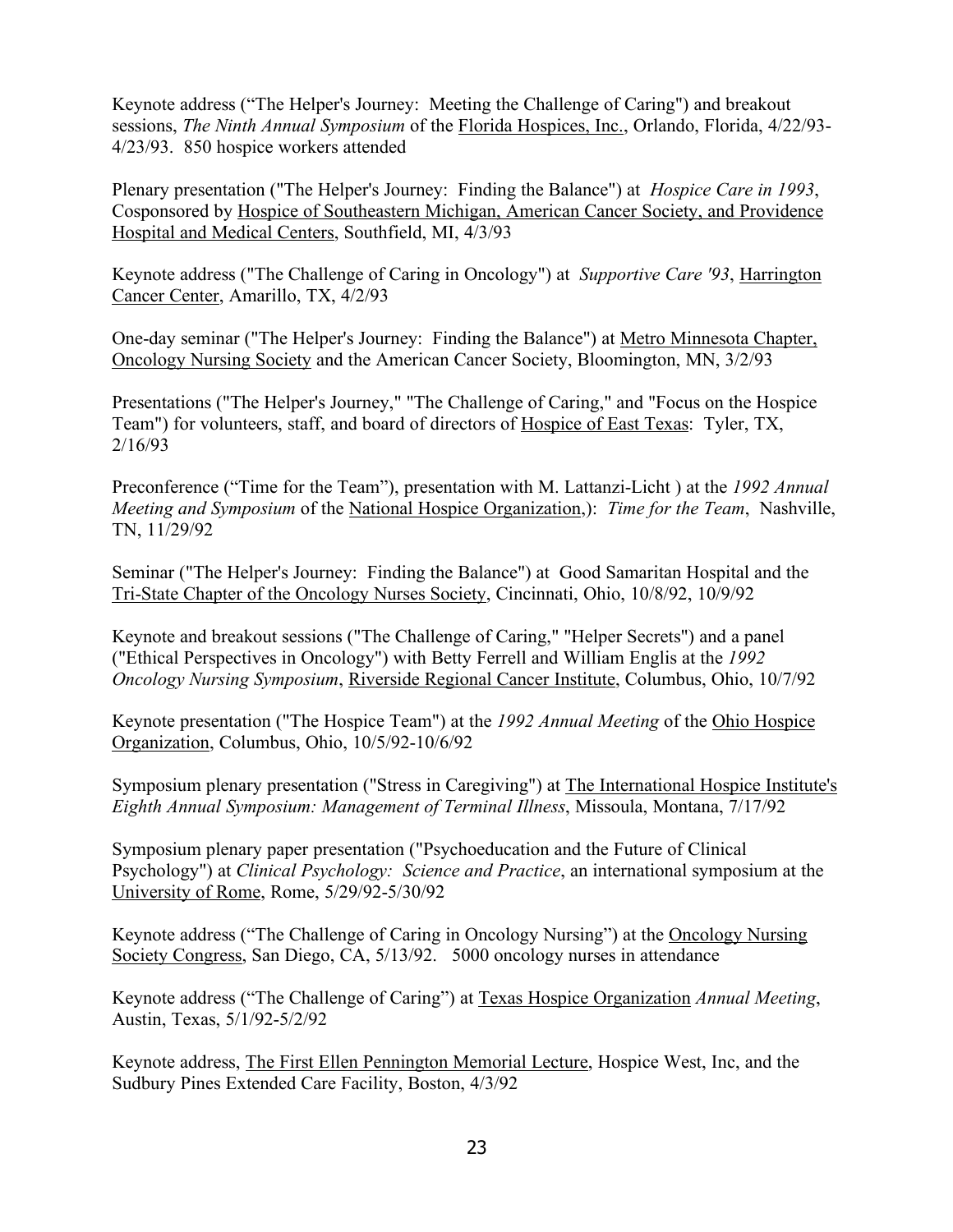Keynote address ("The Helper's Journey: Meeting the Challenge of Caring") and breakout sessions, *The Ninth Annual Symposium* of the Florida Hospices, Inc., Orlando, Florida, 4/22/93-4/23/93. 850 hospice workers attended

Plenary presentation ("The Helper's Journey: Finding the Balance") at *Hospice Care in 1993*, Cosponsored by Hospice of Southeastern Michigan, American Cancer Society, and Providence Hospital and Medical Centers, Southfield, MI, 4/3/93

Keynote address ("The Challenge of Caring in Oncology") at *Supportive Care '93*, Harrington Cancer Center, Amarillo, TX, 4/2/93

One-day seminar ("The Helper's Journey: Finding the Balance") at Metro Minnesota Chapter, Oncology Nursing Society and the American Cancer Society, Bloomington, MN, 3/2/93

Presentations ("The Helper's Journey," "The Challenge of Caring," and "Focus on the Hospice Team") for volunteers, staff, and board of directors of Hospice of East Texas: Tyler, TX, 2/16/93

Preconference ("Time for the Team"), presentation with M. Lattanzi-Licht ) at the *1992 Annual Meeting and Symposium* of the National Hospice Organization,): *Time for the Team*, Nashville, TN, 11/29/92

Seminar ("The Helper's Journey: Finding the Balance") at Good Samaritan Hospital and the Tri-State Chapter of the Oncology Nurses Society, Cincinnati, Ohio, 10/8/92, 10/9/92

Keynote and breakout sessions ("The Challenge of Caring," "Helper Secrets") and a panel ("Ethical Perspectives in Oncology") with Betty Ferrell and William Englis at the *1992 Oncology Nursing Symposium*, Riverside Regional Cancer Institute, Columbus, Ohio, 10/7/92

Keynote presentation ("The Hospice Team") at the *1992 Annual Meeting* of the Ohio Hospice Organization, Columbus, Ohio, 10/5/92-10/6/92

Symposium plenary presentation ("Stress in Caregiving") at The International Hospice Institute's *Eighth Annual Symposium: Management of Terminal Illness*, Missoula, Montana, 7/17/92

Symposium plenary paper presentation ("Psychoeducation and the Future of Clinical Psychology") at *Clinical Psychology: Science and Practice*, an international symposium at the University of Rome, Rome, 5/29/92-5/30/92

Keynote address ("The Challenge of Caring in Oncology Nursing") at the Oncology Nursing Society Congress, San Diego, CA, 5/13/92. 5000 oncology nurses in attendance

Keynote address ("The Challenge of Caring") at Texas Hospice Organization *Annual Meeting*, Austin, Texas, 5/1/92-5/2/92

Keynote address, The First Ellen Pennington Memorial Lecture, Hospice West, Inc, and the Sudbury Pines Extended Care Facility, Boston, 4/3/92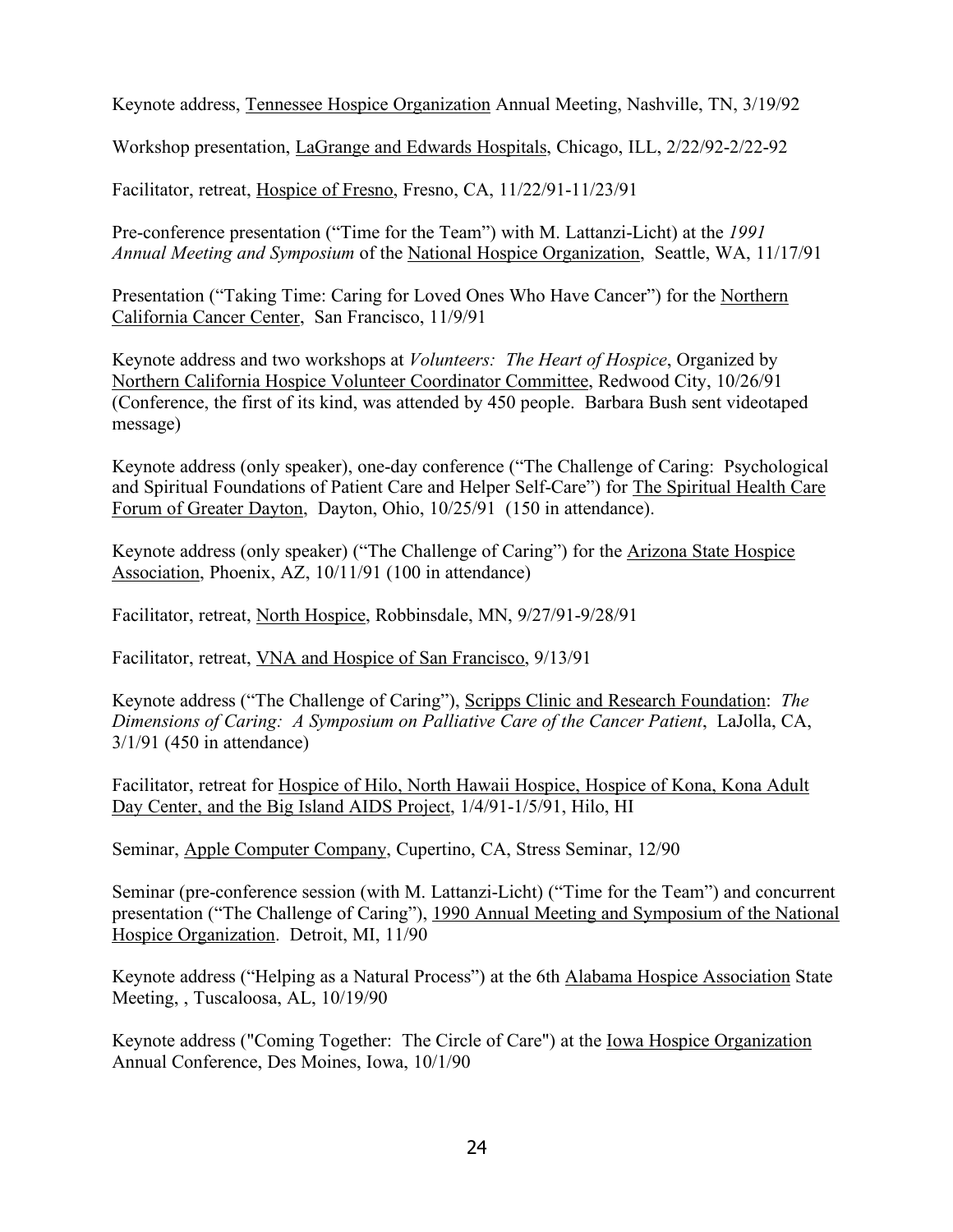Keynote address, Tennessee Hospice Organization Annual Meeting, Nashville, TN, 3/19/92

Workshop presentation, LaGrange and Edwards Hospitals, Chicago, ILL, 2/22/92-2/22-92

Facilitator, retreat, Hospice of Fresno, Fresno, CA, 11/22/91-11/23/91

Pre-conference presentation ("Time for the Team") with M. Lattanzi-Licht) at the *1991 Annual Meeting and Symposium* of the National Hospice Organization, Seattle, WA, 11/17/91

Presentation ("Taking Time: Caring for Loved Ones Who Have Cancer") for the Northern California Cancer Center, San Francisco, 11/9/91

Keynote address and two workshops at *Volunteers: The Heart of Hospice*, Organized by Northern California Hospice Volunteer Coordinator Committee, Redwood City, 10/26/91 (Conference, the first of its kind, was attended by 450 people. Barbara Bush sent videotaped message)

Keynote address (only speaker), one-day conference ("The Challenge of Caring: Psychological and Spiritual Foundations of Patient Care and Helper Self-Care") for The Spiritual Health Care Forum of Greater Dayton, Dayton, Ohio, 10/25/91 (150 in attendance).

Keynote address (only speaker) ("The Challenge of Caring") for the Arizona State Hospice Association, Phoenix, AZ, 10/11/91 (100 in attendance)

Facilitator, retreat, North Hospice, Robbinsdale, MN, 9/27/91-9/28/91

Facilitator, retreat, VNA and Hospice of San Francisco, 9/13/91

Keynote address ("The Challenge of Caring"), Scripps Clinic and Research Foundation: *The Dimensions of Caring: A Symposium on Palliative Care of the Cancer Patient*, LaJolla, CA, 3/1/91 (450 in attendance)

Facilitator, retreat for Hospice of Hilo, North Hawaii Hospice, Hospice of Kona, Kona Adult Day Center, and the Big Island AIDS Project, 1/4/91-1/5/91, Hilo, HI

Seminar, Apple Computer Company, Cupertino, CA, Stress Seminar, 12/90

Seminar (pre-conference session (with M. Lattanzi-Licht) ("Time for the Team") and concurrent presentation ("The Challenge of Caring"), 1990 Annual Meeting and Symposium of the National Hospice Organization. Detroit, MI, 11/90

Keynote address ("Helping as a Natural Process") at the 6th Alabama Hospice Association State Meeting, , Tuscaloosa, AL, 10/19/90

Keynote address ("Coming Together: The Circle of Care") at the Iowa Hospice Organization Annual Conference, Des Moines, Iowa, 10/1/90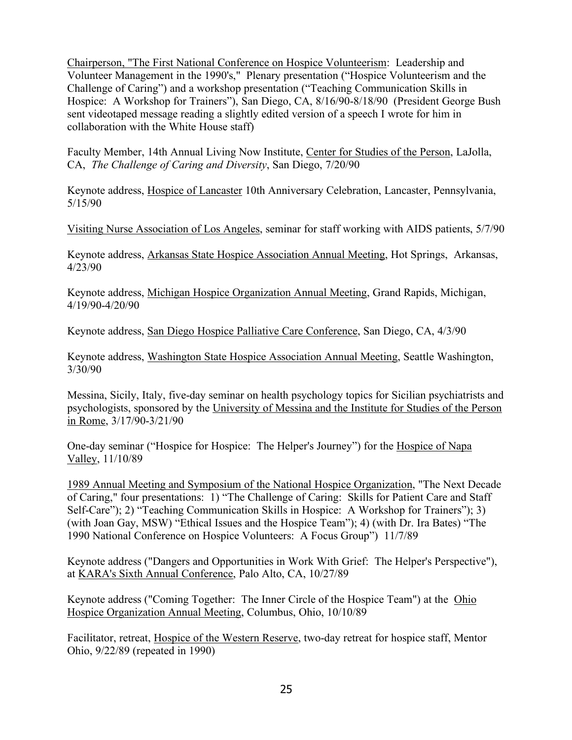Chairperson, "The First National Conference on Hospice Volunteerism: Leadership and Volunteer Management in the 1990's," Plenary presentation ("Hospice Volunteerism and the Challenge of Caring") and a workshop presentation ("Teaching Communication Skills in Hospice: A Workshop for Trainers"), San Diego, CA, 8/16/90-8/18/90 (President George Bush sent videotaped message reading a slightly edited version of a speech I wrote for him in collaboration with the White House staff)

Faculty Member, 14th Annual Living Now Institute, Center for Studies of the Person, LaJolla, CA, *The Challenge of Caring and Diversity*, San Diego, 7/20/90

Keynote address, Hospice of Lancaster 10th Anniversary Celebration, Lancaster, Pennsylvania, 5/15/90

Visiting Nurse Association of Los Angeles, seminar for staff working with AIDS patients, 5/7/90

Keynote address, Arkansas State Hospice Association Annual Meeting, Hot Springs, Arkansas, 4/23/90

Keynote address, Michigan Hospice Organization Annual Meeting, Grand Rapids, Michigan, 4/19/90-4/20/90

Keynote address, San Diego Hospice Palliative Care Conference, San Diego, CA, 4/3/90

Keynote address, Washington State Hospice Association Annual Meeting, Seattle Washington, 3/30/90

Messina, Sicily, Italy, five-day seminar on health psychology topics for Sicilian psychiatrists and psychologists, sponsored by the University of Messina and the Institute for Studies of the Person in Rome, 3/17/90-3/21/90

One-day seminar ("Hospice for Hospice: The Helper's Journey") for the Hospice of Napa Valley, 11/10/89

1989 Annual Meeting and Symposium of the National Hospice Organization, "The Next Decade of Caring," four presentations: 1) "The Challenge of Caring: Skills for Patient Care and Staff Self-Care"); 2) "Teaching Communication Skills in Hospice: A Workshop for Trainers"); 3) (with Joan Gay, MSW) "Ethical Issues and the Hospice Team"); 4) (with Dr. Ira Bates) "The 1990 National Conference on Hospice Volunteers: A Focus Group") 11/7/89

Keynote address ("Dangers and Opportunities in Work With Grief: The Helper's Perspective"), at KARA's Sixth Annual Conference, Palo Alto, CA, 10/27/89

Keynote address ("Coming Together: The Inner Circle of the Hospice Team") at the Ohio Hospice Organization Annual Meeting, Columbus, Ohio, 10/10/89

Facilitator, retreat, Hospice of the Western Reserve, two-day retreat for hospice staff, Mentor Ohio, 9/22/89 (repeated in 1990)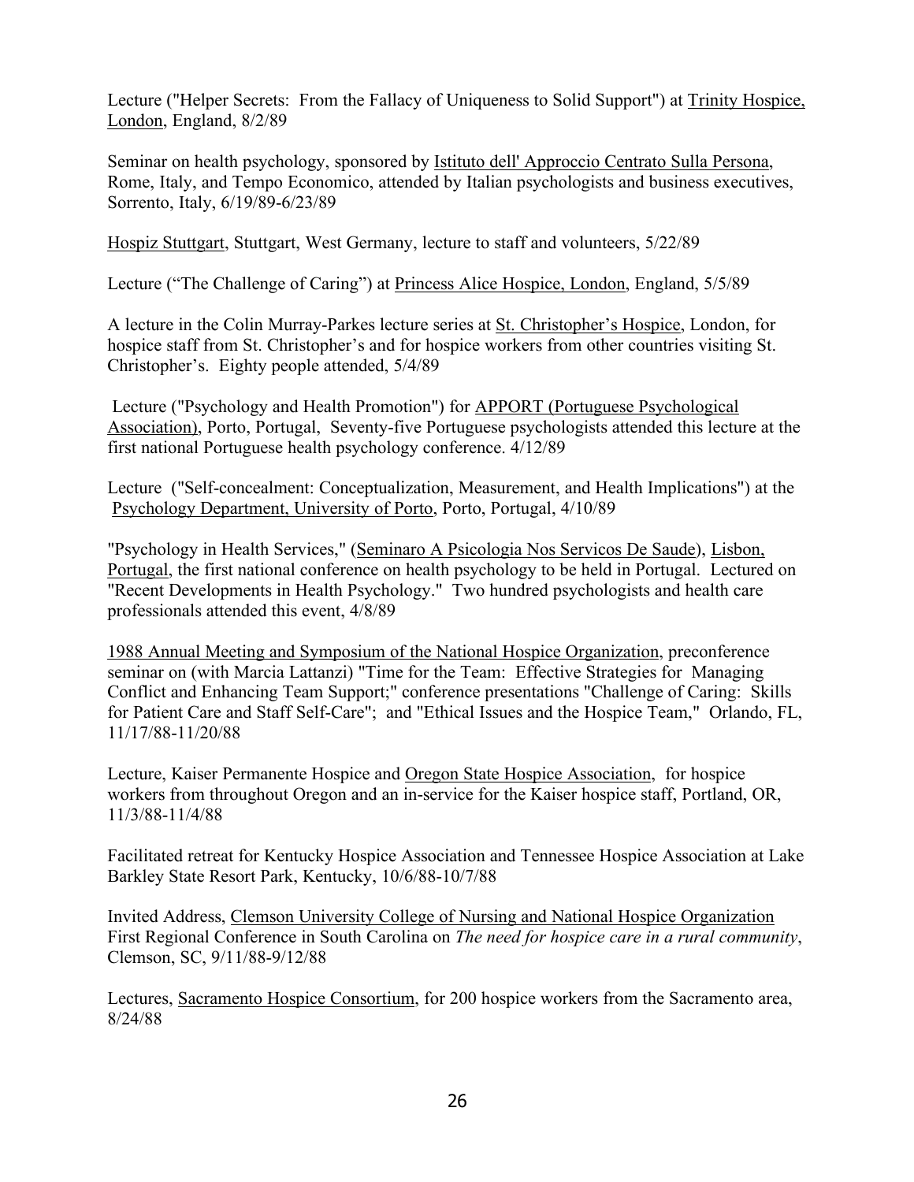Lecture ("Helper Secrets: From the Fallacy of Uniqueness to Solid Support") at Trinity Hospice, London, England, 8/2/89

Seminar on health psychology, sponsored by Istituto dell' Approccio Centrato Sulla Persona, Rome, Italy, and Tempo Economico, attended by Italian psychologists and business executives, Sorrento, Italy, 6/19/89-6/23/89

Hospiz Stuttgart, Stuttgart, West Germany, lecture to staff and volunteers, 5/22/89

Lecture ("The Challenge of Caring") at Princess Alice Hospice, London, England, 5/5/89

A lecture in the Colin Murray-Parkes lecture series at St. Christopher's Hospice, London, for hospice staff from St. Christopher's and for hospice workers from other countries visiting St. Christopher's. Eighty people attended, 5/4/89

Lecture ("Psychology and Health Promotion") for APPORT (Portuguese Psychological Association), Porto, Portugal, Seventy-five Portuguese psychologists attended this lecture at the first national Portuguese health psychology conference. 4/12/89

Lecture ("Self-concealment: Conceptualization, Measurement, and Health Implications") at the Psychology Department, University of Porto, Porto, Portugal, 4/10/89

"Psychology in Health Services," (Seminaro A Psicologia Nos Servicos De Saude), Lisbon, Portugal, the first national conference on health psychology to be held in Portugal. Lectured on "Recent Developments in Health Psychology." Two hundred psychologists and health care professionals attended this event, 4/8/89

1988 Annual Meeting and Symposium of the National Hospice Organization, preconference seminar on (with Marcia Lattanzi) "Time for the Team: Effective Strategies for Managing Conflict and Enhancing Team Support;" conference presentations "Challenge of Caring: Skills for Patient Care and Staff Self-Care"; and "Ethical Issues and the Hospice Team," Orlando, FL, 11/17/88-11/20/88

Lecture, Kaiser Permanente Hospice and Oregon State Hospice Association, for hospice workers from throughout Oregon and an in-service for the Kaiser hospice staff, Portland, OR, 11/3/88-11/4/88

Facilitated retreat for Kentucky Hospice Association and Tennessee Hospice Association at Lake Barkley State Resort Park, Kentucky, 10/6/88-10/7/88

Invited Address, Clemson University College of Nursing and National Hospice Organization First Regional Conference in South Carolina on *The need for hospice care in a rural community*, Clemson, SC, 9/11/88-9/12/88

Lectures, Sacramento Hospice Consortium, for 200 hospice workers from the Sacramento area, 8/24/88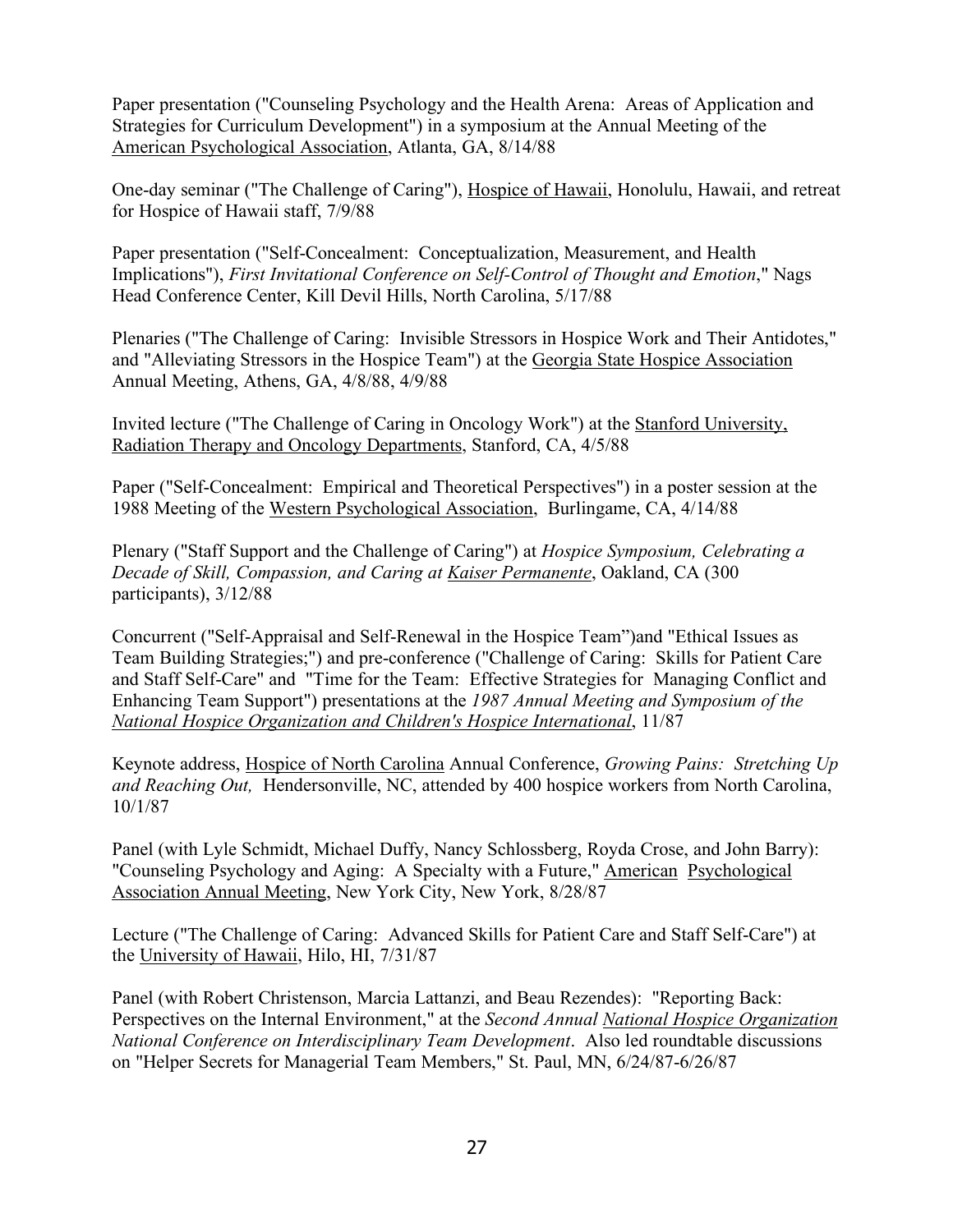Paper presentation ("Counseling Psychology and the Health Arena: Areas of Application and Strategies for Curriculum Development") in a symposium at the Annual Meeting of the American Psychological Association, Atlanta, GA, 8/14/88

One-day seminar ("The Challenge of Caring"), Hospice of Hawaii, Honolulu, Hawaii, and retreat for Hospice of Hawaii staff, 7/9/88

Paper presentation ("Self-Concealment: Conceptualization, Measurement, and Health Implications"), *First Invitational Conference on Self-Control of Thought and Emotion*," Nags Head Conference Center, Kill Devil Hills, North Carolina, 5/17/88

Plenaries ("The Challenge of Caring: Invisible Stressors in Hospice Work and Their Antidotes," and "Alleviating Stressors in the Hospice Team") at the Georgia State Hospice Association Annual Meeting, Athens, GA, 4/8/88, 4/9/88

Invited lecture ("The Challenge of Caring in Oncology Work") at the Stanford University, Radiation Therapy and Oncology Departments, Stanford, CA, 4/5/88

Paper ("Self-Concealment: Empirical and Theoretical Perspectives") in a poster session at the 1988 Meeting of the Western Psychological Association, Burlingame, CA, 4/14/88

Plenary ("Staff Support and the Challenge of Caring") at *Hospice Symposium, Celebrating a Decade of Skill, Compassion, and Caring at Kaiser Permanente*, Oakland, CA (300 participants), 3/12/88

Concurrent ("Self-Appraisal and Self-Renewal in the Hospice Team")and "Ethical Issues as Team Building Strategies;") and pre-conference ("Challenge of Caring: Skills for Patient Care and Staff Self-Care" and "Time for the Team: Effective Strategies for Managing Conflict and Enhancing Team Support") presentations at the *1987 Annual Meeting and Symposium of the National Hospice Organization and Children's Hospice International*, 11/87

Keynote address, Hospice of North Carolina Annual Conference, *Growing Pains: Stretching Up and Reaching Out,* Hendersonville, NC, attended by 400 hospice workers from North Carolina, 10/1/87

Panel (with Lyle Schmidt, Michael Duffy, Nancy Schlossberg, Royda Crose, and John Barry): "Counseling Psychology and Aging: A Specialty with a Future," American Psychological Association Annual Meeting, New York City, New York, 8/28/87

Lecture ("The Challenge of Caring: Advanced Skills for Patient Care and Staff Self-Care") at the University of Hawaii, Hilo, HI, 7/31/87

Panel (with Robert Christenson, Marcia Lattanzi, and Beau Rezendes): "Reporting Back: Perspectives on the Internal Environment," at the *Second Annual National Hospice Organization National Conference on Interdisciplinary Team Development*. Also led roundtable discussions on "Helper Secrets for Managerial Team Members," St. Paul, MN, 6/24/87-6/26/87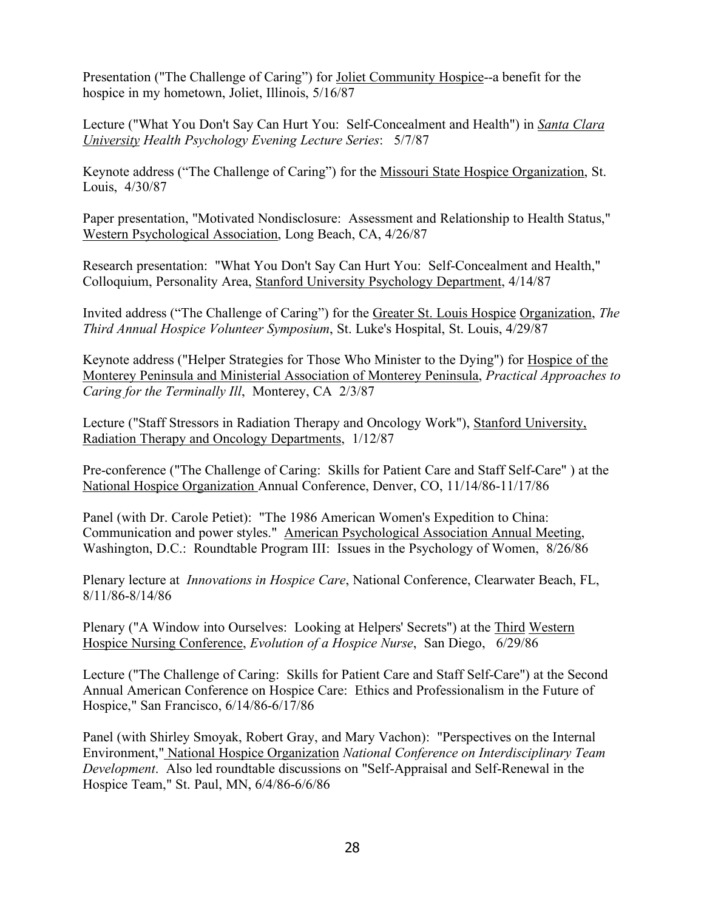Presentation ("The Challenge of Caring") for Joliet Community Hospice--a benefit for the hospice in my hometown, Joliet, Illinois, 5/16/87

Lecture ("What You Don't Say Can Hurt You: Self-Concealment and Health") in *Santa Clara University Health Psychology Evening Lecture Series*: 5/7/87

Keynote address ("The Challenge of Caring") for the Missouri State Hospice Organization, St. Louis, 4/30/87

Paper presentation, "Motivated Nondisclosure: Assessment and Relationship to Health Status," Western Psychological Association, Long Beach, CA, 4/26/87

Research presentation: "What You Don't Say Can Hurt You: Self-Concealment and Health," Colloquium, Personality Area, Stanford University Psychology Department, 4/14/87

Invited address ("The Challenge of Caring") for the Greater St. Louis Hospice Organization, *The Third Annual Hospice Volunteer Symposium*, St. Luke's Hospital, St. Louis, 4/29/87

Keynote address ("Helper Strategies for Those Who Minister to the Dying") for Hospice of the Monterey Peninsula and Ministerial Association of Monterey Peninsula, *Practical Approaches to Caring for the Terminally Ill*, Monterey, CA 2/3/87

Lecture ("Staff Stressors in Radiation Therapy and Oncology Work"), Stanford University, Radiation Therapy and Oncology Departments, 1/12/87

Pre-conference ("The Challenge of Caring: Skills for Patient Care and Staff Self-Care" ) at the National Hospice Organization Annual Conference, Denver, CO, 11/14/86-11/17/86

Panel (with Dr. Carole Petiet): "The 1986 American Women's Expedition to China: Communication and power styles." American Psychological Association Annual Meeting, Washington, D.C.: Roundtable Program III: Issues in the Psychology of Women, 8/26/86

Plenary lecture at *Innovations in Hospice Care*, National Conference, Clearwater Beach, FL, 8/11/86-8/14/86

Plenary ("A Window into Ourselves: Looking at Helpers' Secrets") at the Third Western Hospice Nursing Conference, *Evolution of a Hospice Nurse*, San Diego, 6/29/86

Lecture ("The Challenge of Caring: Skills for Patient Care and Staff Self-Care") at the Second Annual American Conference on Hospice Care: Ethics and Professionalism in the Future of Hospice," San Francisco, 6/14/86-6/17/86

Panel (with Shirley Smoyak, Robert Gray, and Mary Vachon): "Perspectives on the Internal Environment," National Hospice Organization *National Conference on Interdisciplinary Team Development*. Also led roundtable discussions on "Self-Appraisal and Self-Renewal in the Hospice Team," St. Paul, MN, 6/4/86-6/6/86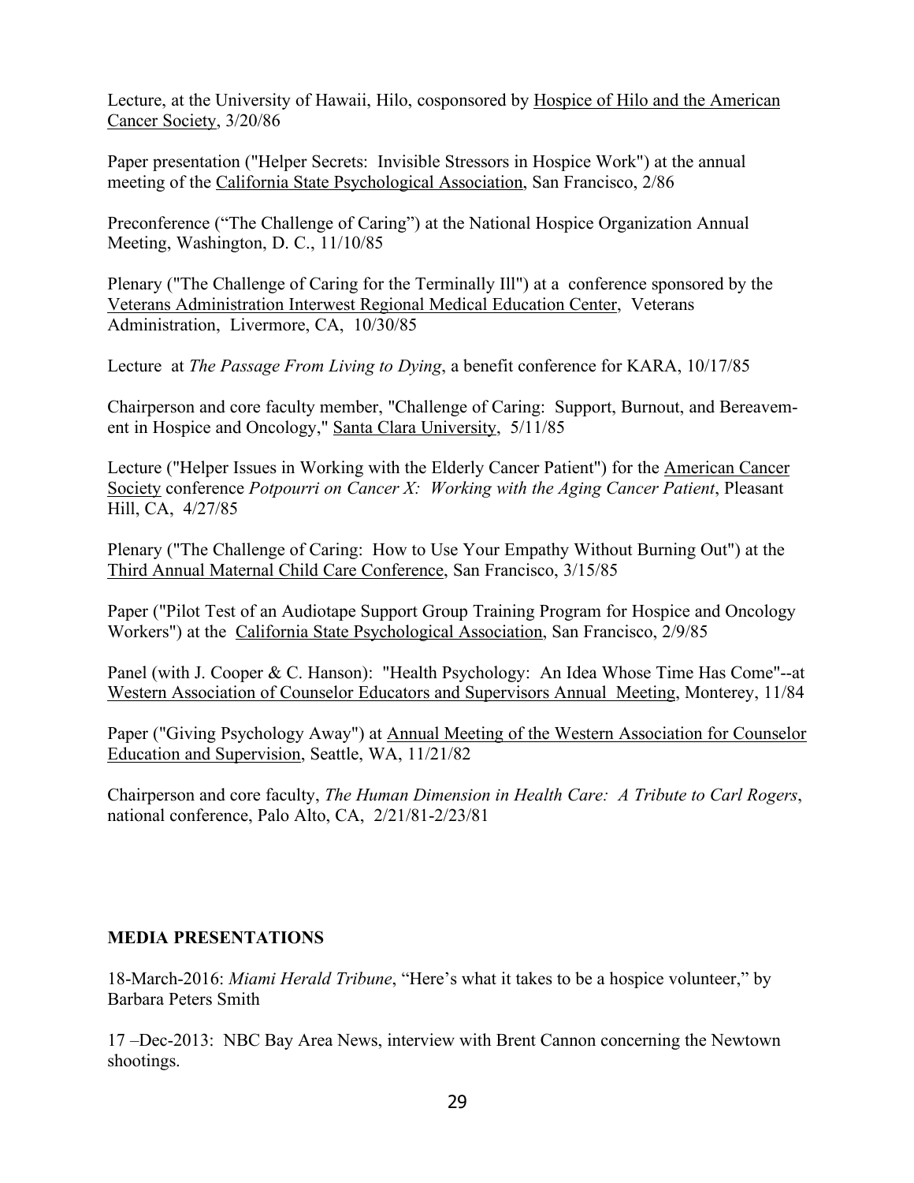Lecture, at the University of Hawaii, Hilo, cosponsored by <u>Hospice of Hilo and the American Cancer Society</u>, 3/20/86

Paper presentation ("Helper Secrets: Invisible Stressors in Hospice Work") at the annual meeting of the <u>California State Psychological Association</u>, San Francisco, 2/86

Preconference ("The Challenge of Caring") at the National Hospice Organization Annual Meeting, Washington, D. C., 11/10/85

Plenary ("The Challenge of Caring for the Terminally Ill") at a conference sponsored by the <u>Veterans Administration Interwest Regional Medical Education Center</u>, Veterans Administration, Livermore, CA, 10/30/85

Lecture at *The Passage From Living to Dying*, a benefit conference for KARA, 10/17/85

Chairperson and core faculty member, "Challenge of Caring: Support, Burnout, and Bereavement in Hospice and Oncology," <u>Santa Clara University</u>, 5/11/85

Lecture ("Helper Issues in Working with the Elderly Cancer Patient") for the <u>American Cancer Society</u> conference *Potpourri on Cancer X: Working with the Aging Cancer Patient*, Pleasant Hill, CA, 4/27/85

Plenary ("The Challenge of Caring: How to Use Your Empathy Without Burning Out") at the <u>Third Annual Maternal Child Care Conference</u>, San Francisco, 3/15/85

Paper ("Pilot Test of an Audiotape Support Group Training Program for Hospice and Oncology Workers") at the <u>California State Psychological Association</u>, San Francisco, 2/9/85

Panel (with J. Cooper & C. Hanson): "Health Psychology: An Idea Whose Time Has Come"--at <u>Western Association of Counselor Educators and Supervisors Annual Meeting</u>, Monterey, 11/84

Paper ("Giving Psychology Away") at <u>Annual Meeting of the Western Association for Counselor Education and Supervision</u>, Seattle, WA, 11/21/82

Chairperson and core faculty, *The Human Dimension in Health Care: A Tribute to Carl Rogers*, national conference, Palo Alto, CA, 2/21/81-2/23/81

**MEDIA PRESENTATIONS**

18-March-2016: *Miami Herald Tribune*, "Here's what it takes to be a hospice volunteer," by Barbara Peters Smith

17 –Dec-2013: NBC Bay Area News, interview with Brent Cannon concerning the Newtown shootings.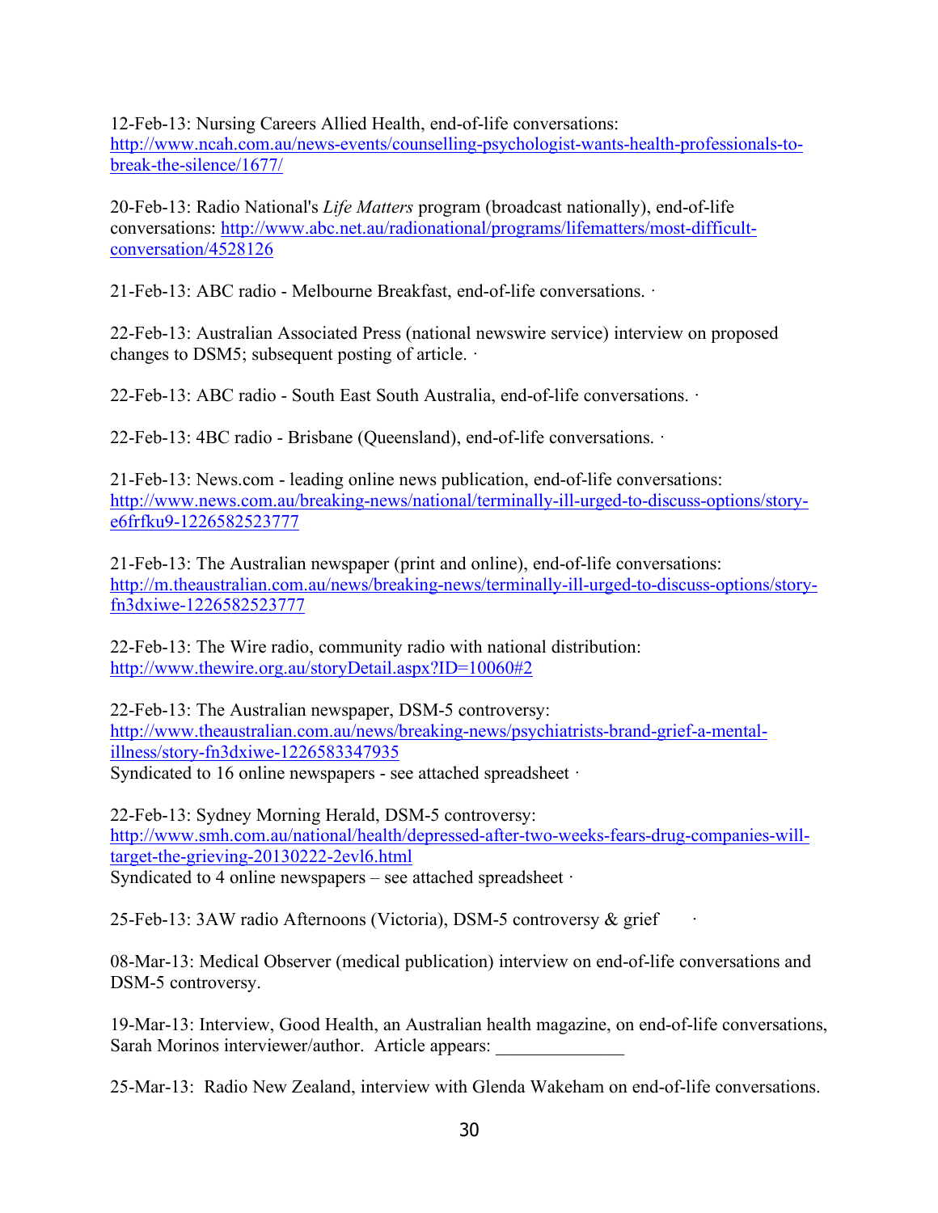12-Feb-13: Nursing Careers Allied Health, end-of-life conversations: http://www.ncah.com.au/news-events/counselling-psychologist-wants-health-professionals-to-break-the-silence/1677/

20-Feb-13: Radio National's *Life Matters* program (broadcast nationally), end-of-life conversations: http://www.abc.net.au/radionational/programs/lifematters/most-difficult-conversation/4528126

21-Feb-13: ABC radio - Melbourne Breakfast, end-of-life conversations. ·

22-Feb-13: Australian Associated Press (national newswire service) interview on proposed changes to DSM5; subsequent posting of article. ·

22-Feb-13: ABC radio - South East South Australia, end-of-life conversations. ·

22-Feb-13: 4BC radio - Brisbane (Queensland), end-of-life conversations. ·

21-Feb-13: News.com - leading online news publication, end-of-life conversations: http://www.news.com.au/breaking-news/national/terminally-ill-urged-to-discuss-options/story-e6frfku9-1226582523777

21-Feb-13: The Australian newspaper (print and online), end-of-life conversations: http://m.theaustralian.com.au/news/breaking-news/terminally-ill-urged-to-discuss-options/story-fn3dxiwe-1226582523777

22-Feb-13: The Wire radio, community radio with national distribution: http://www.thewire.org.au/storyDetail.aspx?ID=10060#2

22-Feb-13: The Australian newspaper, DSM-5 controversy: http://www.theaustralian.com.au/news/breaking-news/psychiatrists-brand-grief-a-mental-illness/story-fn3dxiwe-1226583347935
Syndicated to 16 online newspapers - see attached spreadsheet ·

22-Feb-13: Sydney Morning Herald, DSM-5 controversy: http://www.smh.com.au/national/health/depressed-after-two-weeks-fears-drug-companies-will-target-the-grieving-20130222-2evl6.html
Syndicated to 4 online newspapers – see attached spreadsheet ·

25-Feb-13: 3AW radio Afternoons (Victoria), DSM-5 controversy & grief ·

08-Mar-13: Medical Observer (medical publication) interview on end-of-life conversations and DSM-5 controversy.

19-Mar-13: Interview, Good Health, an Australian health magazine, on end-of-life conversations, Sarah Morinos interviewer/author. Article appears: ______________

25-Mar-13: Radio New Zealand, interview with Glenda Wakeham on end-of-life conversations.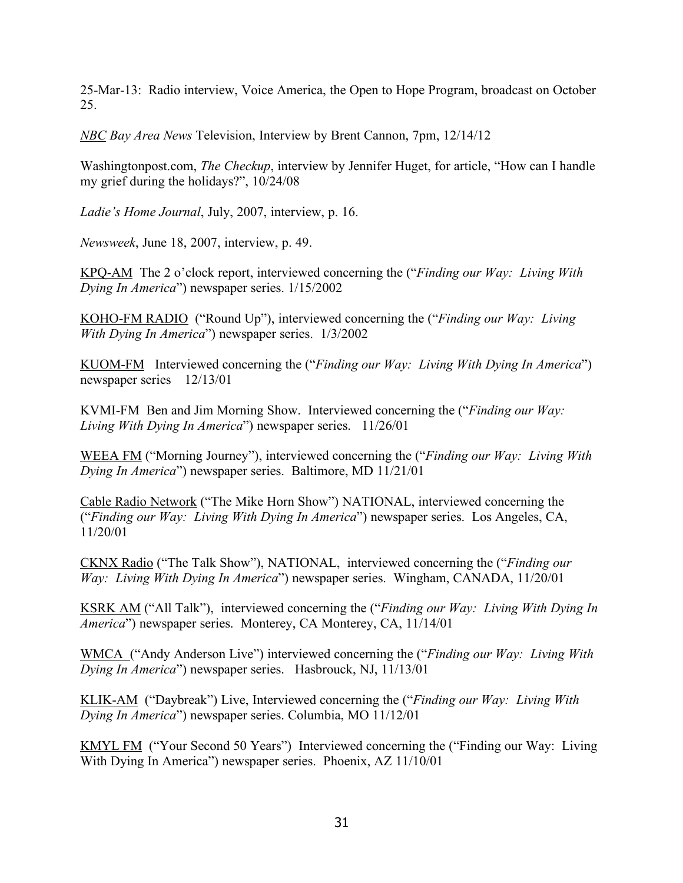25-Mar-13: Radio interview, Voice America, the Open to Hope Program, broadcast on October 25.

*NBC Bay Area News* Television, Interview by Brent Cannon, 7pm, 12/14/12

Washingtonpost.com, *The Checkup*, interview by Jennifer Huget, for article, "How can I handle my grief during the holidays?", 10/24/08

*Ladie's Home Journal*, July, 2007, interview, p. 16.

*Newsweek*, June 18, 2007, interview, p. 49.

KPQ-AM The 2 o'clock report, interviewed concerning the ("*Finding our Way: Living With Dying In America*") newspaper series. 1/15/2002

KOHO-FM RADIO ("Round Up"), interviewed concerning the ("*Finding our Way: Living With Dying In America*") newspaper series. 1/3/2002

KUOM-FM Interviewed concerning the ("*Finding our Way: Living With Dying In America*") newspaper series 12/13/01

KVMI-FM Ben and Jim Morning Show. Interviewed concerning the ("*Finding our Way: Living With Dying In America*") newspaper series. 11/26/01

WEEA FM ("Morning Journey"), interviewed concerning the ("*Finding our Way: Living With Dying In America*") newspaper series. Baltimore, MD 11/21/01

Cable Radio Network ("The Mike Horn Show") NATIONAL, interviewed concerning the ("*Finding our Way: Living With Dying In America*") newspaper series. Los Angeles, CA, 11/20/01

CKNX Radio ("The Talk Show"), NATIONAL, interviewed concerning the ("*Finding our Way: Living With Dying In America*") newspaper series. Wingham, CANADA, 11/20/01

KSRK AM ("All Talk"), interviewed concerning the ("*Finding our Way: Living With Dying In America*") newspaper series. Monterey, CA Monterey, CA, 11/14/01

WMCA ("Andy Anderson Live") interviewed concerning the ("*Finding our Way: Living With Dying In America*") newspaper series. Hasbrouck, NJ, 11/13/01

KLIK-AM ("Daybreak") Live, Interviewed concerning the ("*Finding our Way: Living With Dying In America*") newspaper series. Columbia, MO 11/12/01

KMYL FM ("Your Second 50 Years") Interviewed concerning the ("Finding our Way: Living With Dying In America") newspaper series. Phoenix, AZ 11/10/01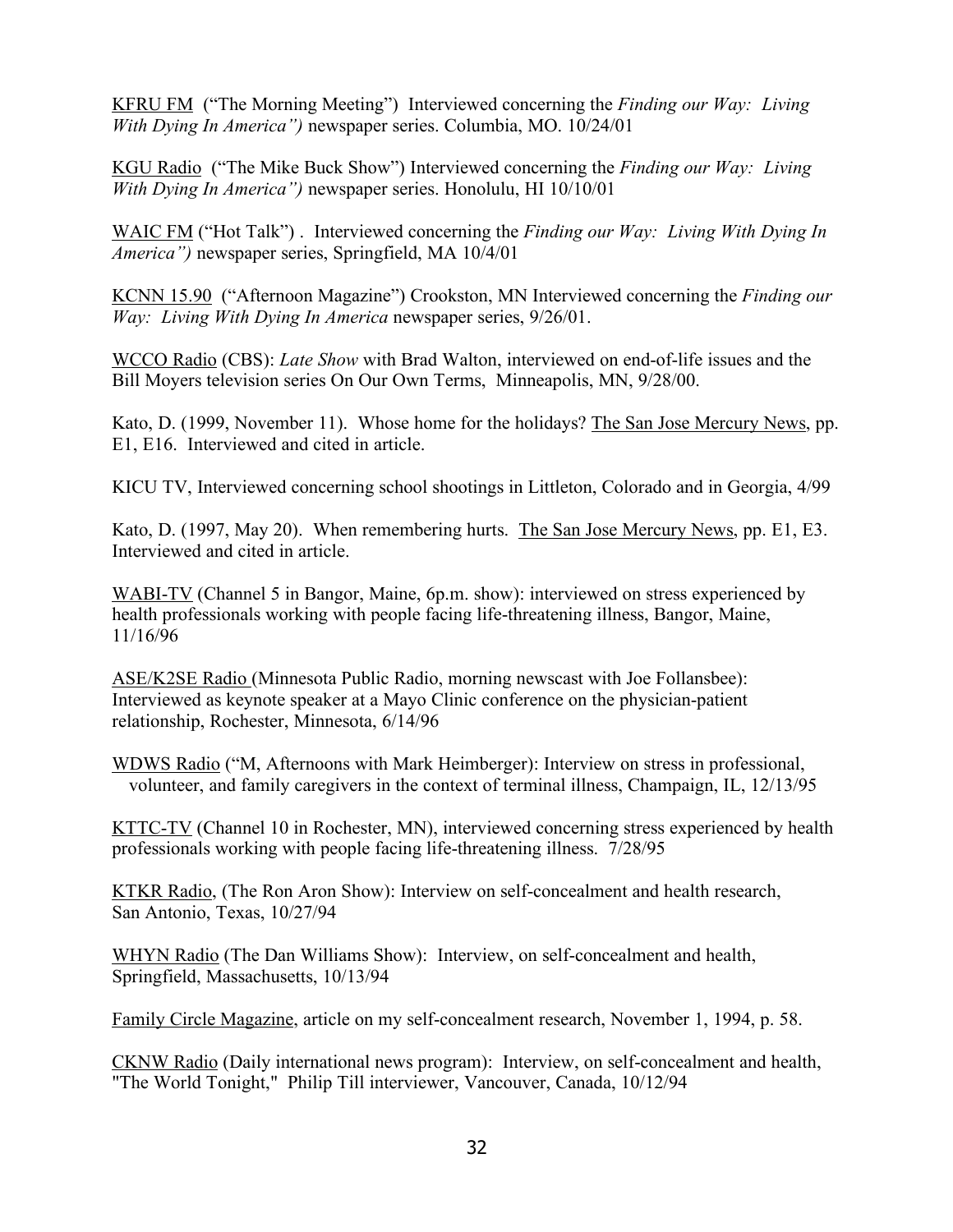KFRU FM ("The Morning Meeting") Interviewed concerning the *Finding our Way: Living With Dying In America")* newspaper series. Columbia, MO. 10/24/01

KGU Radio ("The Mike Buck Show") Interviewed concerning the *Finding our Way: Living With Dying In America")* newspaper series. Honolulu, HI 10/10/01

WAIC FM ("Hot Talk") . Interviewed concerning the *Finding our Way: Living With Dying In America")* newspaper series, Springfield, MA 10/4/01

KCNN 15.90 ("Afternoon Magazine") Crookston, MN Interviewed concerning the *Finding our Way: Living With Dying In America* newspaper series, 9/26/01.

WCCO Radio (CBS): *Late Show* with Brad Walton, interviewed on end-of-life issues and the Bill Moyers television series On Our Own Terms, Minneapolis, MN, 9/28/00.

Kato, D. (1999, November 11). Whose home for the holidays? The San Jose Mercury News, pp. E1, E16. Interviewed and cited in article.

KICU TV, Interviewed concerning school shootings in Littleton, Colorado and in Georgia, 4/99

Kato, D. (1997, May 20). When remembering hurts. The San Jose Mercury News, pp. E1, E3. Interviewed and cited in article.

WABI-TV (Channel 5 in Bangor, Maine, 6p.m. show): interviewed on stress experienced by health professionals working with people facing life-threatening illness, Bangor, Maine, 11/16/96

ASE/K2SE Radio (Minnesota Public Radio, morning newscast with Joe Follansbee): Interviewed as keynote speaker at a Mayo Clinic conference on the physician-patient relationship, Rochester, Minnesota, 6/14/96

WDWS Radio ("M, Afternoons with Mark Heimberger): Interview on stress in professional, volunteer, and family caregivers in the context of terminal illness, Champaign, IL, 12/13/95

KTTC-TV (Channel 10 in Rochester, MN), interviewed concerning stress experienced by health professionals working with people facing life-threatening illness. 7/28/95

KTKR Radio, (The Ron Aron Show): Interview on self-concealment and health research, San Antonio, Texas, 10/27/94

WHYN Radio (The Dan Williams Show): Interview, on self-concealment and health, Springfield, Massachusetts, 10/13/94

Family Circle Magazine, article on my self-concealment research, November 1, 1994, p. 58.

CKNW Radio (Daily international news program): Interview, on self-concealment and health, "The World Tonight," Philip Till interviewer, Vancouver, Canada, 10/12/94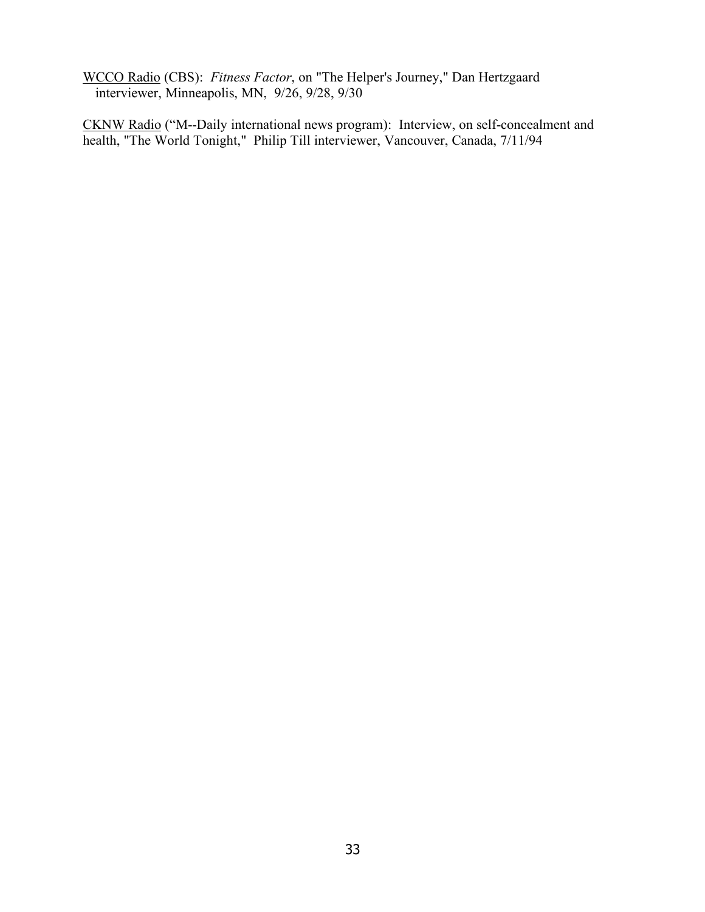WCCO Radio (CBS): *Fitness Factor*, on "The Helper's Journey," Dan Hertzgaard interviewer, Minneapolis, MN, 9/26, 9/28, 9/30

CKNW Radio ("M--Daily international news program): Interview, on self-concealment and health, "The World Tonight," Philip Till interviewer, Vancouver, Canada, 7/11/94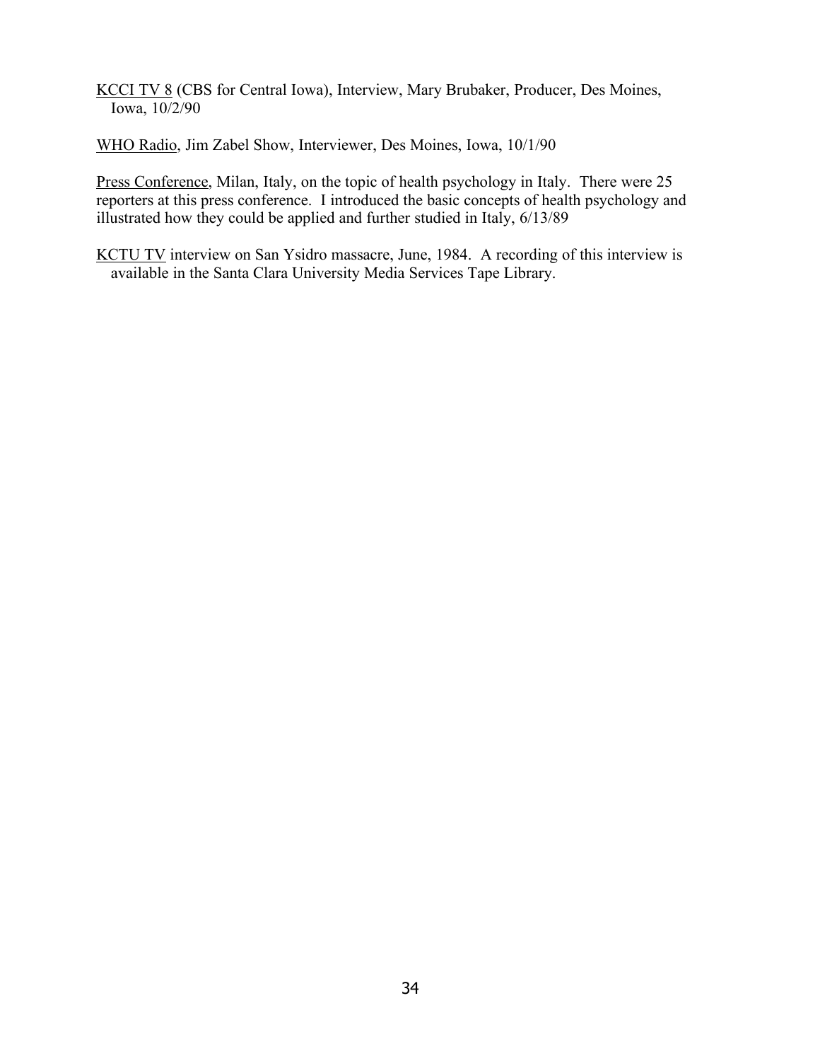<u>KCCI TV 8</u> (CBS for Central Iowa), Interview, Mary Brubaker, Producer, Des Moines, Iowa, 10/2/90

<u>WHO Radio</u>, Jim Zabel Show, Interviewer, Des Moines, Iowa, 10/1/90

<u>Press Conference</u>, Milan, Italy, on the topic of health psychology in Italy. There were 25 reporters at this press conference. I introduced the basic concepts of health psychology and illustrated how they could be applied and further studied in Italy, 6/13/89

<u>KCTU TV</u> interview on San Ysidro massacre, June, 1984. A recording of this interview is available in the Santa Clara University Media Services Tape Library.